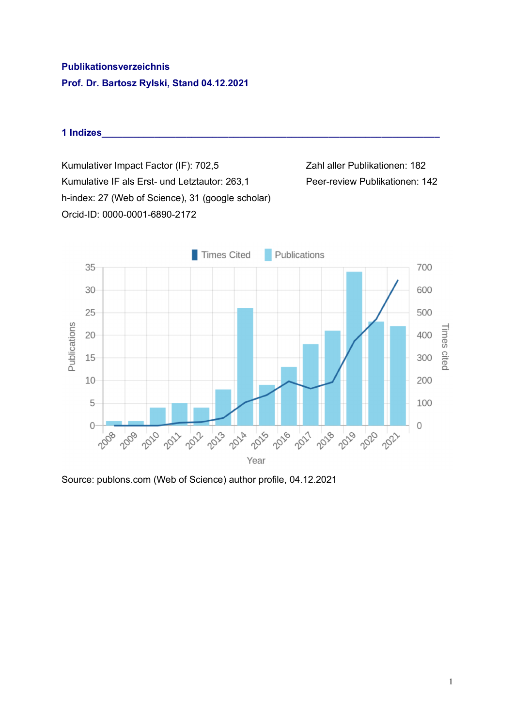**Publikationsverzeichnis**

**Prof. Dr. Bartosz Rylski, Stand 04.12.2021**

## 1 Indizes

Kumulativer Impact Factor (IF): 702,5

Kumulative IF als Erst- und Letztautor: 263,1

h-index: 27 (Web of Science), 31 (google scholar)

Orcid-ID: 0000-0001-6890-2172

Zahl aller Publikationen: 182

Peer-review Publikationen: 142

Source: publons.com (Web of Science) author profile, 04.12.2021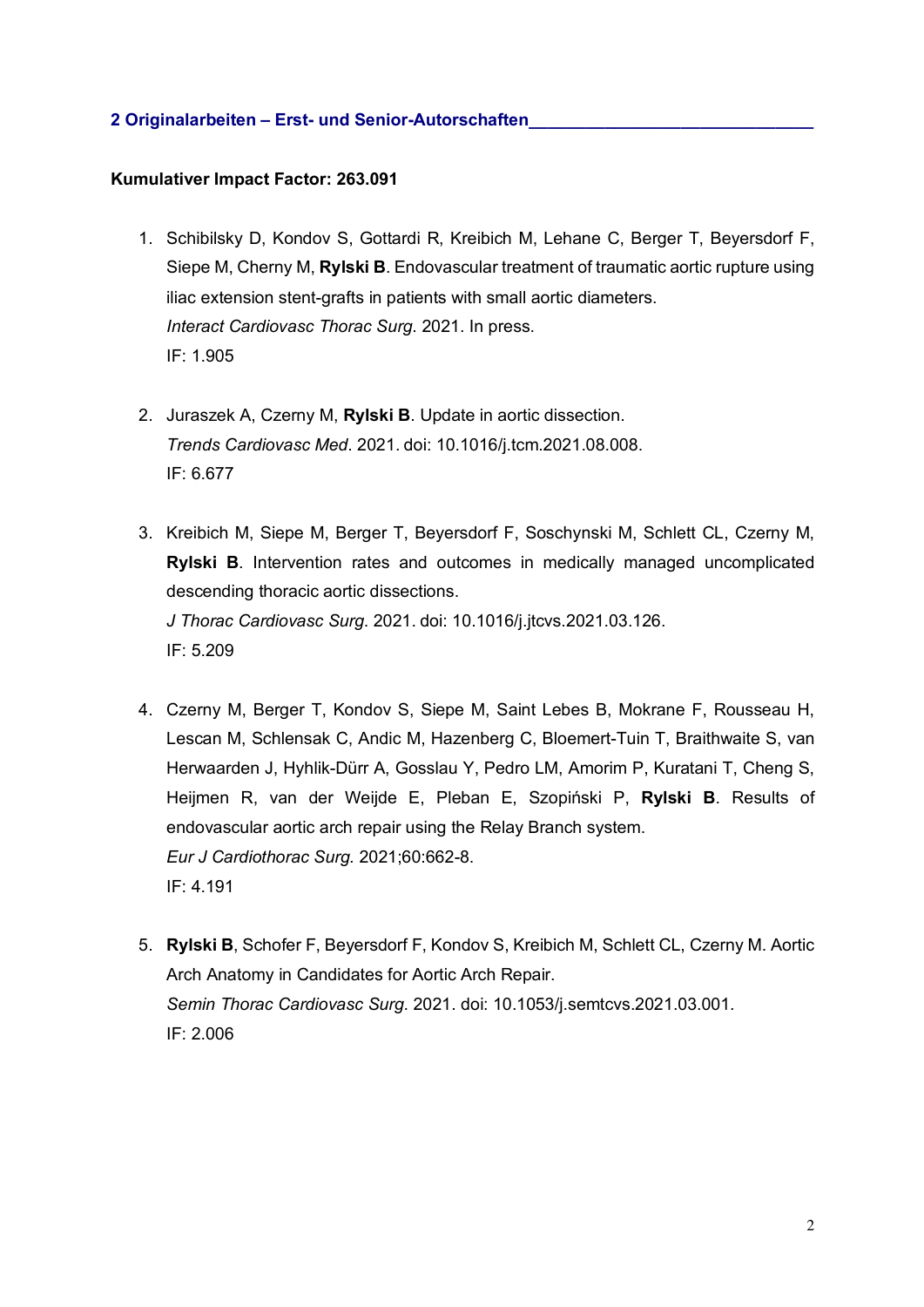## 2 Originalarbeiten – Erst- und Senior-Autorschaften

**Kumulativer Impact Factor: 263.091**

1. Schibilsky D, Kondov S, Gottardi R, Kreibich M, Lehane C, Berger T, Beyersdorf F, Siepe M, Cherny M, **Rylski B**. Endovascular treatment of traumatic aortic rupture using iliac extension stent-grafts in patients with small aortic diameters. *Interact Cardiovasc Thorac Surg*. 2021. In press. IF: 1.905

2. Juraszek A, Czerny M, **Rylski B**. Update in aortic dissection. *Trends Cardiovasc Med*. 2021. doi: 10.1016/j.tcm.2021.08.008. IF: 6.677

3. Kreibich M, Siepe M, Berger T, Beyersdorf F, Soschynski M, Schlett CL, Czerny M, **Rylski B**. Intervention rates and outcomes in medically managed uncomplicated descending thoracic aortic dissections. *J Thorac Cardiovasc Surg*. 2021. doi: 10.1016/j.jtcvs.2021.03.126. IF: 5.209

4. Czerny M, Berger T, Kondov S, Siepe M, Saint Lebes B, Mokrane F, Rousseau H, Lescan M, Schlensak C, Andic M, Hazenberg C, Bloemert-Tuin T, Braithwaite S, van Herwaarden J, Hyhlik-Dürr A, Gosslau Y, Pedro LM, Amorim P, Kuratani T, Cheng S, Heijmen R, van der Weijde E, Pleban E, Szopiński P, **Rylski B**. Results of endovascular aortic arch repair using the Relay Branch system. *Eur J Cardiothorac Surg.* 2021;60:662-8. IF: 4.191

5. **Rylski B**, Schofer F, Beyersdorf F, Kondov S, Kreibich M, Schlett CL, Czerny M. Aortic Arch Anatomy in Candidates for Aortic Arch Repair. *Semin Thorac Cardiovasc Surg*. 2021. doi: 10.1053/j.semtcvs.2021.03.001. IF: 2.006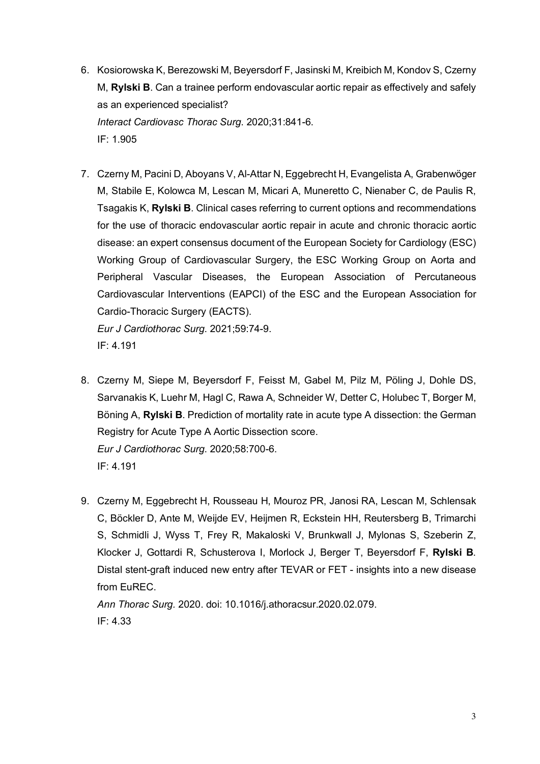6. Kosiorowska K, Berezowski M, Beyersdorf F, Jasinski M, Kreibich M, Kondov S, Czerny M, **Rylski B**. Can a trainee perform endovascular aortic repair as effectively and safely as an experienced specialist?
   *Interact Cardiovasc Thorac Surg*. 2020;31:841-6.
   IF: 1.905

7. Czerny M, Pacini D, Aboyans V, Al-Attar N, Eggebrecht H, Evangelista A, Grabenwöger M, Stabile E, Kolowca M, Lescan M, Micari A, Muneretto C, Nienaber C, de Paulis R, Tsagakis K, **Rylski B**. Clinical cases referring to current options and recommendations for the use of thoracic endovascular aortic repair in acute and chronic thoracic aortic disease: an expert consensus document of the European Society for Cardiology (ESC) Working Group of Cardiovascular Surgery, the ESC Working Group on Aorta and Peripheral Vascular Diseases, the European Association of Percutaneous Cardiovascular Interventions (EAPCI) of the ESC and the European Association for Cardio-Thoracic Surgery (EACTS).
   *Eur J Cardiothorac Surg*. 2021;59:74-9.
   IF: 4.191

8. Czerny M, Siepe M, Beyersdorf F, Feisst M, Gabel M, Pilz M, Pöling J, Dohle DS, Sarvanakis K, Luehr M, Hagl C, Rawa A, Schneider W, Detter C, Holubec T, Borger M, Böning A, **Rylski B**. Prediction of mortality rate in acute type A dissection: the German Registry for Acute Type A Aortic Dissection score.
   *Eur J Cardiothorac Surg*. 2020;58:700-6.
   IF: 4.191

9. Czerny M, Eggebrecht H, Rousseau H, Mouroz PR, Janosi RA, Lescan M, Schlensak C, Böckler D, Ante M, Weijde EV, Heijmen R, Eckstein HH, Reutersberg B, Trimarchi S, Schmidli J, Wyss T, Frey R, Makaloski V, Brunkwall J, Mylonas S, Szeberin Z, Klocker J, Gottardi R, Schusterova I, Morlock J, Berger T, Beyersdorf F, **Rylski B**. Distal stent-graft induced new entry after TEVAR or FET - insights into a new disease from EuREC.
   *Ann Thorac Surg*. 2020. doi: 10.1016/j.athoracsur.2020.02.079.
   IF: 4.33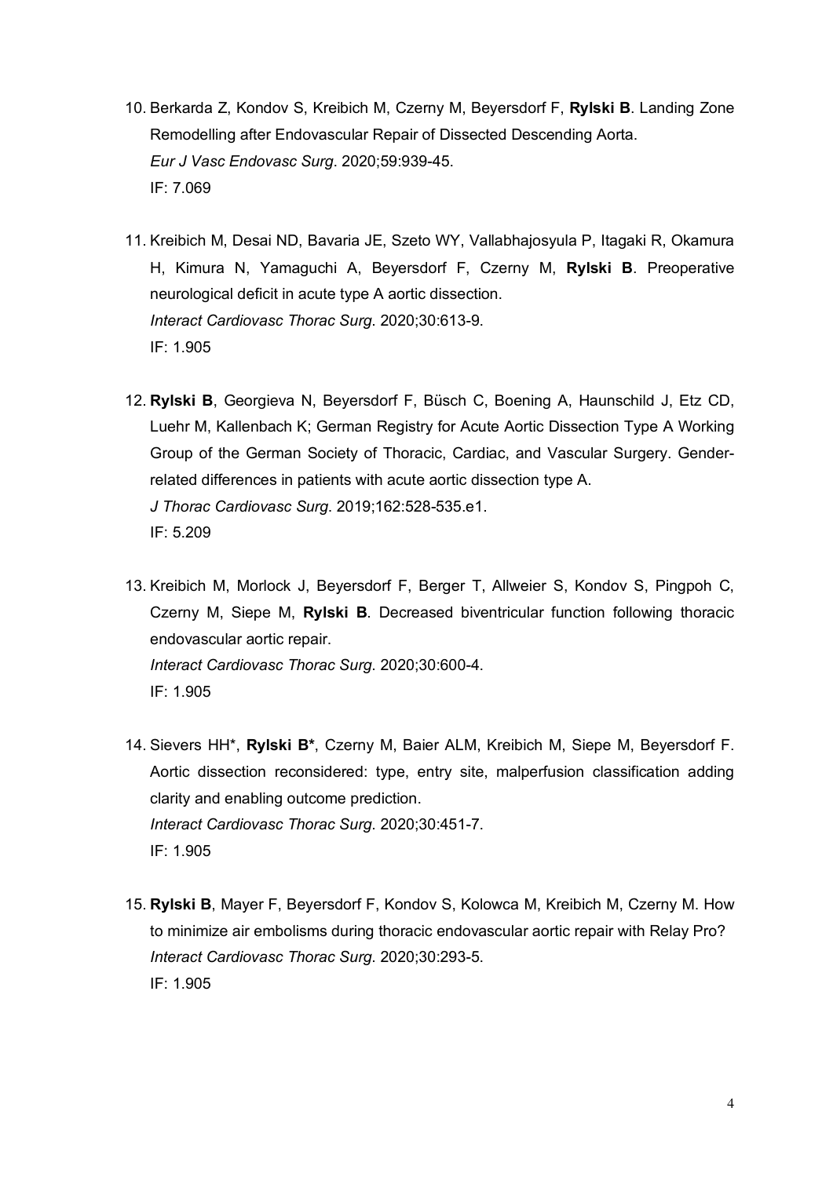10. Berkarda Z, Kondov S, Kreibich M, Czerny M, Beyersdorf F, **Rylski B**. Landing Zone Remodelling after Endovascular Repair of Dissected Descending Aorta.
    *Eur J Vasc Endovasc Surg*. 2020;59:939-45.
    IF: 7.069

11. Kreibich M, Desai ND, Bavaria JE, Szeto WY, Vallabhajosyula P, Itagaki R, Okamura H, Kimura N, Yamaguchi A, Beyersdorf F, Czerny M, **Rylski B**. Preoperative neurological deficit in acute type A aortic dissection.
    *Interact Cardiovasc Thorac Surg*. 2020;30:613-9.
    IF: 1.905

12. **Rylski B**, Georgieva N, Beyersdorf F, Büsch C, Boening A, Haunschild J, Etz CD, Luehr M, Kallenbach K; German Registry for Acute Aortic Dissection Type A Working Group of the German Society of Thoracic, Cardiac, and Vascular Surgery. Gender-related differences in patients with acute aortic dissection type A.
    *J Thorac Cardiovasc Surg*. 2019;162:528-535.e1.
    IF: 5.209

13. Kreibich M, Morlock J, Beyersdorf F, Berger T, Allweier S, Kondov S, Pingpoh C, Czerny M, Siepe M, **Rylski B**. Decreased biventricular function following thoracic endovascular aortic repair.
    *Interact Cardiovasc Thorac Surg*. 2020;30:600-4.
    IF: 1.905

14. Sievers HH*, **Rylski B***, Czerny M, Baier ALM, Kreibich M, Siepe M, Beyersdorf F. Aortic dissection reconsidered: type, entry site, malperfusion classification adding clarity and enabling outcome prediction.
    *Interact Cardiovasc Thorac Surg*. 2020;30:451-7.
    IF: 1.905

15. **Rylski B**, Mayer F, Beyersdorf F, Kondov S, Kolowca M, Kreibich M, Czerny M. How to minimize air embolisms during thoracic endovascular aortic repair with Relay Pro?
    *Interact Cardiovasc Thorac Surg*. 2020;30:293-5.
    IF: 1.905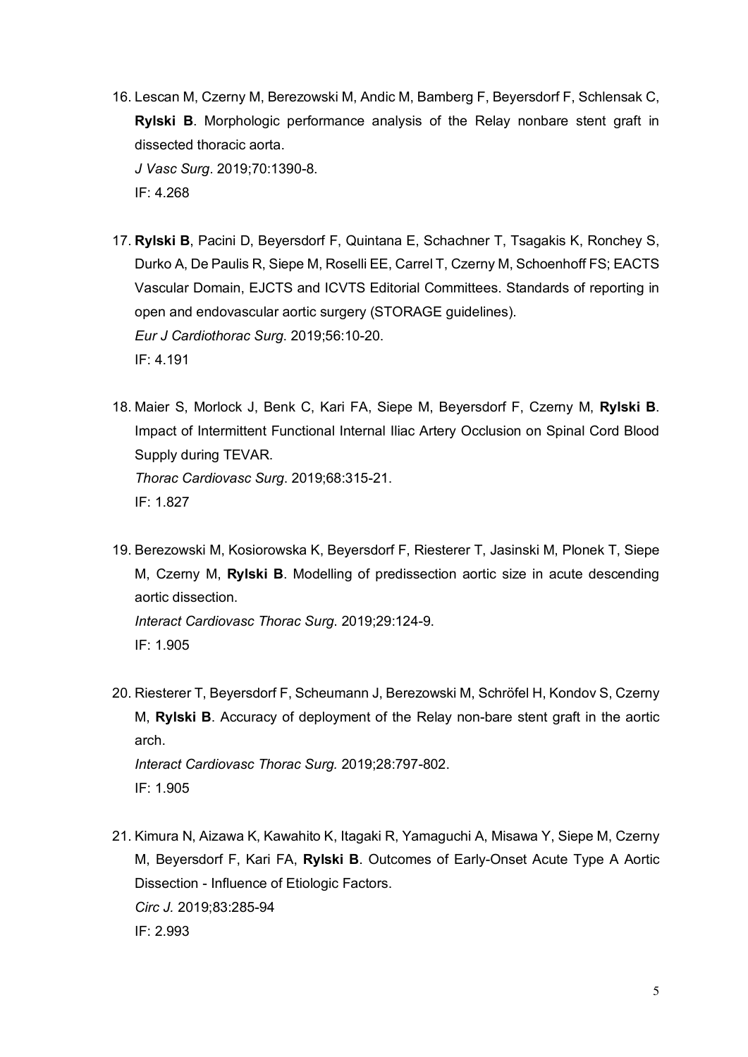16. Lescan M, Czerny M, Berezowski M, Andic M, Bamberg F, Beyersdorf F, Schlensak C, **Rylski B**. Morphologic performance analysis of the Relay nonbare stent graft in dissected thoracic aorta.
    *J Vasc Surg*. 2019;70:1390-8.
    IF: 4.268

17. **Rylski B**, Pacini D, Beyersdorf F, Quintana E, Schachner T, Tsagakis K, Ronchey S, Durko A, De Paulis R, Siepe M, Roselli EE, Carrel T, Czerny M, Schoenhoff FS; EACTS Vascular Domain, EJCTS and ICVTS Editorial Committees. Standards of reporting in open and endovascular aortic surgery (STORAGE guidelines).
    *Eur J Cardiothorac Surg*. 2019;56:10-20.
    IF: 4.191

18. Maier S, Morlock J, Benk C, Kari FA, Siepe M, Beyersdorf F, Czerny M, **Rylski B**. Impact of Intermittent Functional Internal Iliac Artery Occlusion on Spinal Cord Blood Supply during TEVAR.
    *Thorac Cardiovasc Surg*. 2019;68:315-21.
    IF: 1.827

19. Berezowski M, Kosiorowska K, Beyersdorf F, Riesterer T, Jasinski M, Plonek T, Siepe M, Czerny M, **Rylski B**. Modelling of predissection aortic size in acute descending aortic dissection.
    *Interact Cardiovasc Thorac Surg*. 2019;29:124-9.
    IF: 1.905

20. Riesterer T, Beyersdorf F, Scheumann J, Berezowski M, Schröfel H, Kondov S, Czerny M, **Rylski B**. Accuracy of deployment of the Relay non-bare stent graft in the aortic arch.
    *Interact Cardiovasc Thorac Surg.* 2019;28:797-802.
    IF: 1.905

21. Kimura N, Aizawa K, Kawahito K, Itagaki R, Yamaguchi A, Misawa Y, Siepe M, Czerny M, Beyersdorf F, Kari FA, **Rylski B**. Outcomes of Early-Onset Acute Type A Aortic Dissection - Influence of Etiologic Factors.
    *Circ J.* 2019;83:285-94
    IF: 2.993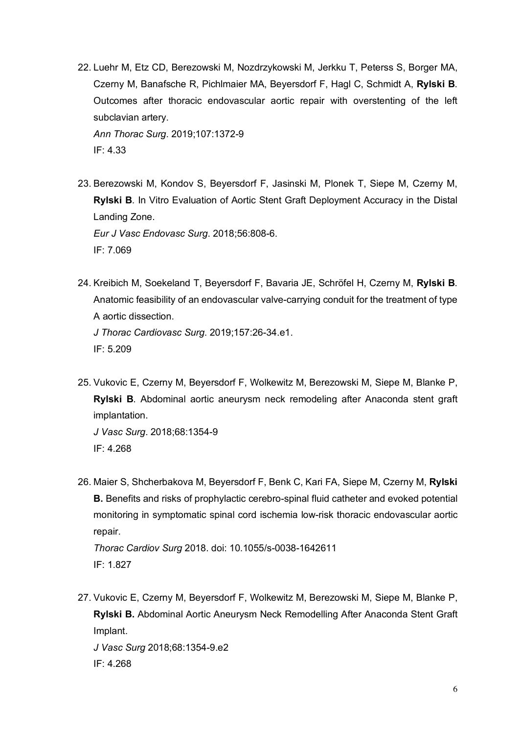22. Luehr M, Etz CD, Berezowski M, Nozdrzykowski M, Jerkku T, Peterss S, Borger MA, Czerny M, Banafsche R, Pichlmaier MA, Beyersdorf F, Hagl C, Schmidt A, **Rylski B**. Outcomes after thoracic endovascular aortic repair with overstenting of the left subclavian artery.
    *Ann Thorac Surg*. 2019;107:1372-9
    IF: 4.33

23. Berezowski M, Kondov S, Beyersdorf F, Jasinski M, Plonek T, Siepe M, Czerny M, **Rylski B**. In Vitro Evaluation of Aortic Stent Graft Deployment Accuracy in the Distal Landing Zone.
    *Eur J Vasc Endovasc Surg*. 2018;56:808-6.
    IF: 7.069

24. Kreibich M, Soekeland T, Beyersdorf F, Bavaria JE, Schröfel H, Czerny M, **Rylski B**. Anatomic feasibility of an endovascular valve-carrying conduit for the treatment of type A aortic dissection.
    *J Thorac Cardiovasc Surg*. 2019;157:26-34.e1.
    IF: 5.209

25. Vukovic E, Czerny M, Beyersdorf F, Wolkewitz M, Berezowski M, Siepe M, Blanke P, **Rylski B**. Abdominal aortic aneurysm neck remodeling after Anaconda stent graft implantation.
    *J Vasc Surg*. 2018;68:1354-9
    IF: 4.268

26. Maier S, Shcherbakova M, Beyersdorf F, Benk C, Kari FA, Siepe M, Czerny M, **Rylski B.** Benefits and risks of prophylactic cerebro-spinal fluid catheter and evoked potential monitoring in symptomatic spinal cord ischemia low-risk thoracic endovascular aortic repair.
    *Thorac Cardiov Surg* 2018. doi: 10.1055/s-0038-1642611
    IF: 1.827

27. Vukovic E, Czerny M, Beyersdorf F, Wolkewitz M, Berezowski M, Siepe M, Blanke P, **Rylski B.** Abdominal Aortic Aneurysm Neck Remodelling After Anaconda Stent Graft Implant.
    *J Vasc Surg* 2018;68:1354-9.e2
    IF: 4.268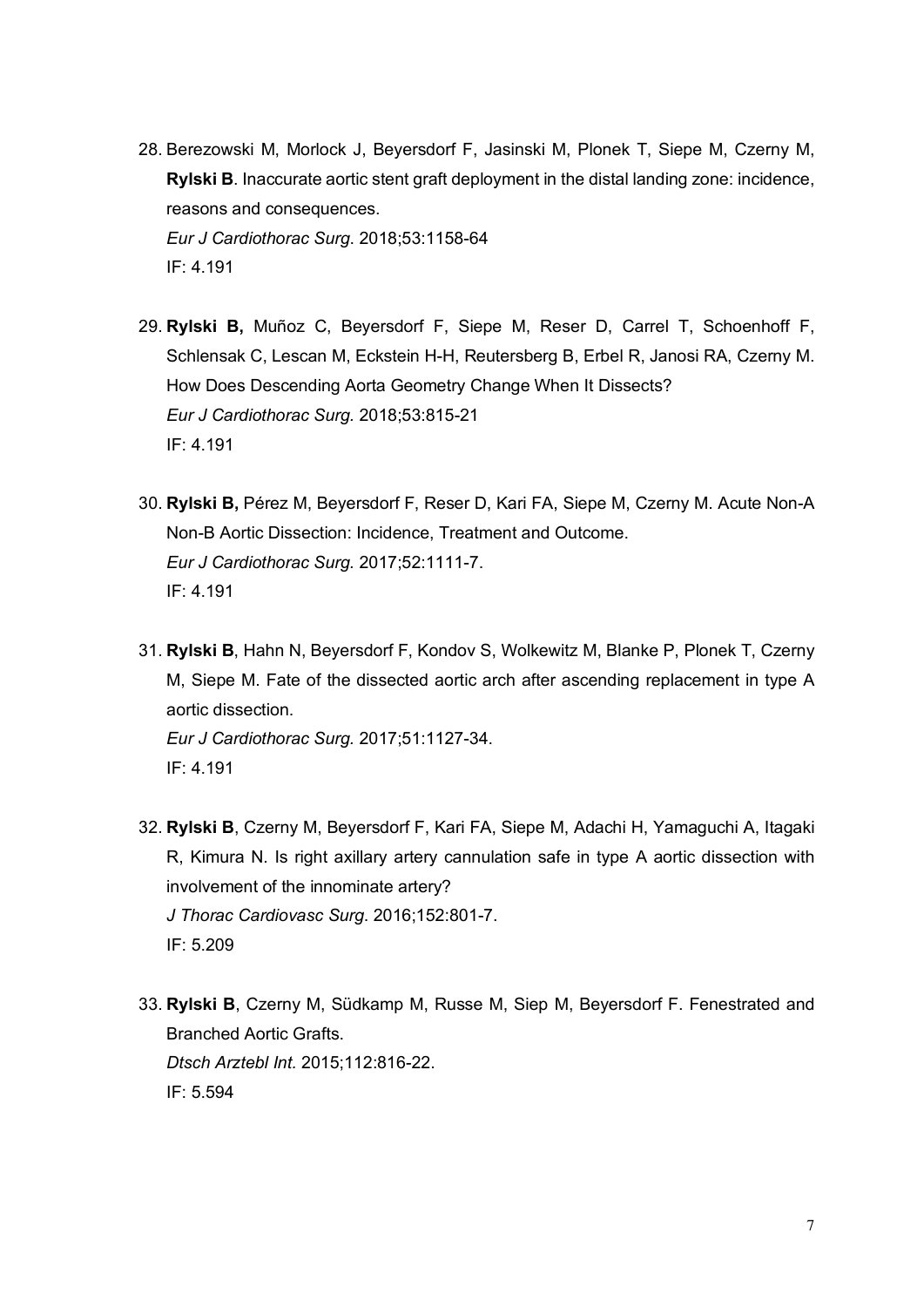28. Berezowski M, Morlock J, Beyersdorf F, Jasinski M, Plonek T, Siepe M, Czerny M, **Rylski B**. Inaccurate aortic stent graft deployment in the distal landing zone: incidence, reasons and consequences.
    *Eur J Cardiothorac Surg*. 2018;53:1158-64
    IF: 4.191

29. **Rylski B,** Muñoz C, Beyersdorf F, Siepe M, Reser D, Carrel T, Schoenhoff F, Schlensak C, Lescan M, Eckstein H-H, Reutersberg B, Erbel R, Janosi RA, Czerny M. How Does Descending Aorta Geometry Change When It Dissects?
    *Eur J Cardiothorac Surg.* 2018;53:815-21
    IF: 4.191

30. **Rylski B,** Pérez M, Beyersdorf F, Reser D, Kari FA, Siepe M, Czerny M. Acute Non-A Non-B Aortic Dissection: Incidence, Treatment and Outcome.
    *Eur J Cardiothorac Surg.* 2017;52:1111-7.
    IF: 4.191

31. **Rylski B**, Hahn N, Beyersdorf F, Kondov S, Wolkewitz M, Blanke P, Plonek T, Czerny M, Siepe M. Fate of the dissected aortic arch after ascending replacement in type A aortic dissection.
    *Eur J Cardiothorac Surg.* 2017;51:1127-34.
    IF: 4.191

32. **Rylski B**, Czerny M, Beyersdorf F, Kari FA, Siepe M, Adachi H, Yamaguchi A, Itagaki R, Kimura N. Is right axillary artery cannulation safe in type A aortic dissection with involvement of the innominate artery?
    *J Thorac Cardiovasc Surg*. 2016;152:801-7.
    IF: 5.209

33. **Rylski B**, Czerny M, Südkamp M, Russe M, Siep M, Beyersdorf F. Fenestrated and Branched Aortic Grafts.
    *Dtsch Arztebl Int.* 2015;112:816-22.
    IF: 5.594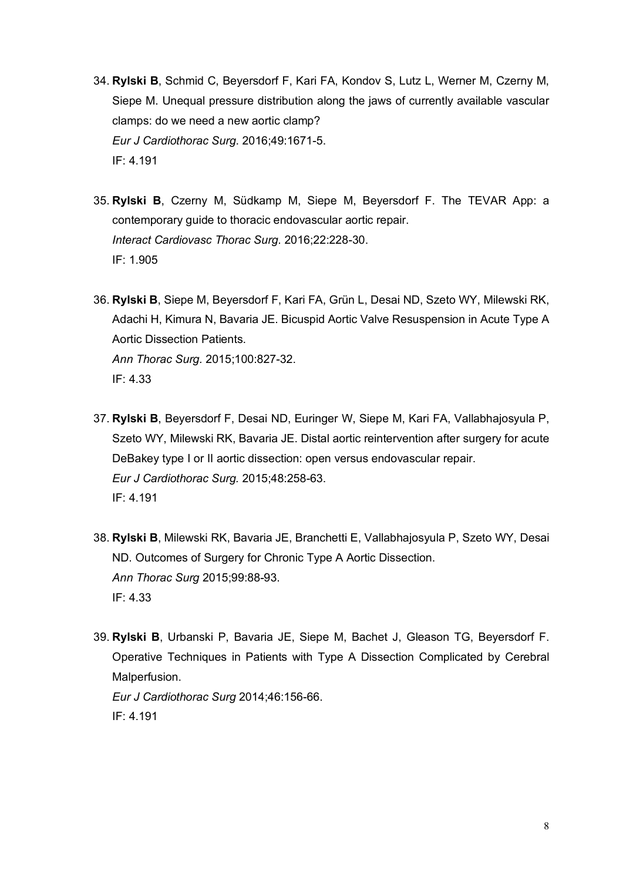34. **Rylski B**, Schmid C, Beyersdorf F, Kari FA, Kondov S, Lutz L, Werner M, Czerny M, Siepe M. Unequal pressure distribution along the jaws of currently available vascular clamps: do we need a new aortic clamp?
    *Eur J Cardiothorac Surg*. 2016;49:1671-5.
    IF: 4.191

35. **Rylski B**, Czerny M, Südkamp M, Siepe M, Beyersdorf F. The TEVAR App: a contemporary guide to thoracic endovascular aortic repair.
    *Interact Cardiovasc Thorac Surg*. 2016;22:228-30.
    IF: 1.905

36. **Rylski B**, Siepe M, Beyersdorf F, Kari FA, Grün L, Desai ND, Szeto WY, Milewski RK, Adachi H, Kimura N, Bavaria JE. Bicuspid Aortic Valve Resuspension in Acute Type A Aortic Dissection Patients.
    *Ann Thorac Surg*. 2015;100:827-32.
    IF: 4.33

37. **Rylski B**, Beyersdorf F, Desai ND, Euringer W, Siepe M, Kari FA, Vallabhajosyula P, Szeto WY, Milewski RK, Bavaria JE. Distal aortic reintervention after surgery for acute DeBakey type I or II aortic dissection: open versus endovascular repair.
    *Eur J Cardiothorac Surg*. 2015;48:258-63.
    IF: 4.191

38. **Rylski B**, Milewski RK, Bavaria JE, Branchetti E, Vallabhajosyula P, Szeto WY, Desai ND. Outcomes of Surgery for Chronic Type A Aortic Dissection.
    *Ann Thorac Surg* 2015;99:88-93.
    IF: 4.33

39. **Rylski B**, Urbanski P, Bavaria JE, Siepe M, Bachet J, Gleason TG, Beyersdorf F. Operative Techniques in Patients with Type A Dissection Complicated by Cerebral Malperfusion.
    *Eur J Cardiothorac Surg* 2014;46:156-66.
    IF: 4.191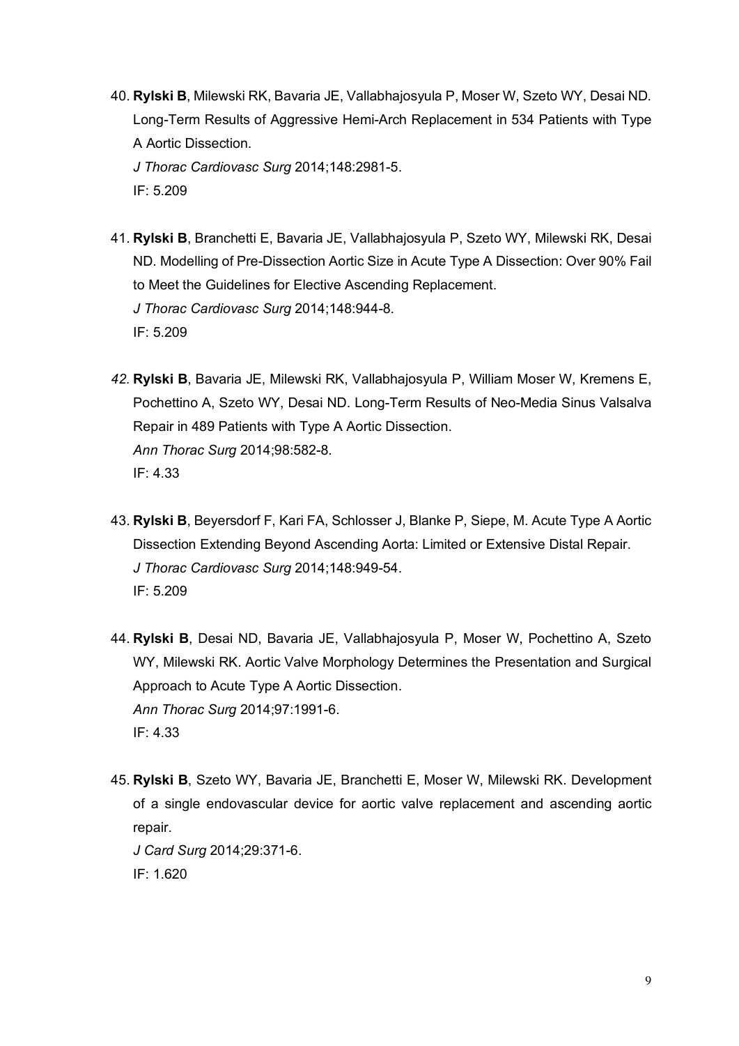40. **Rylski B**, Milewski RK, Bavaria JE, Vallabhajosyula P, Moser W, Szeto WY, Desai ND. Long-Term Results of Aggressive Hemi-Arch Replacement in 534 Patients with Type A Aortic Dissection.
    *J Thorac Cardiovasc Surg* 2014;148:2981-5.
    IF: 5.209

41. **Rylski B**, Branchetti E, Bavaria JE, Vallabhajosyula P, Szeto WY, Milewski RK, Desai ND. Modelling of Pre-Dissection Aortic Size in Acute Type A Dissection: Over 90% Fail to Meet the Guidelines for Elective Ascending Replacement.
    *J Thorac Cardiovasc Surg* 2014;148:944-8.
    IF: 5.209

42. **Rylski B**, Bavaria JE, Milewski RK, Vallabhajosyula P, William Moser W, Kremens E, Pochettino A, Szeto WY, Desai ND. Long-Term Results of Neo-Media Sinus Valsalva Repair in 489 Patients with Type A Aortic Dissection.
    *Ann Thorac Surg* 2014;98:582-8.
    IF: 4.33

43. **Rylski B**, Beyersdorf F, Kari FA, Schlosser J, Blanke P, Siepe, M. Acute Type A Aortic Dissection Extending Beyond Ascending Aorta: Limited or Extensive Distal Repair.
    *J Thorac Cardiovasc Surg* 2014;148:949-54.
    IF: 5.209

44. **Rylski B**, Desai ND, Bavaria JE, Vallabhajosyula P, Moser W, Pochettino A, Szeto WY, Milewski RK. Aortic Valve Morphology Determines the Presentation and Surgical Approach to Acute Type A Aortic Dissection.
    *Ann Thorac Surg* 2014;97:1991-6.
    IF: 4.33

45. **Rylski B**, Szeto WY, Bavaria JE, Branchetti E, Moser W, Milewski RK. Development of a single endovascular device for aortic valve replacement and ascending aortic repair.
    *J Card Surg* 2014;29:371-6.
    IF: 1.620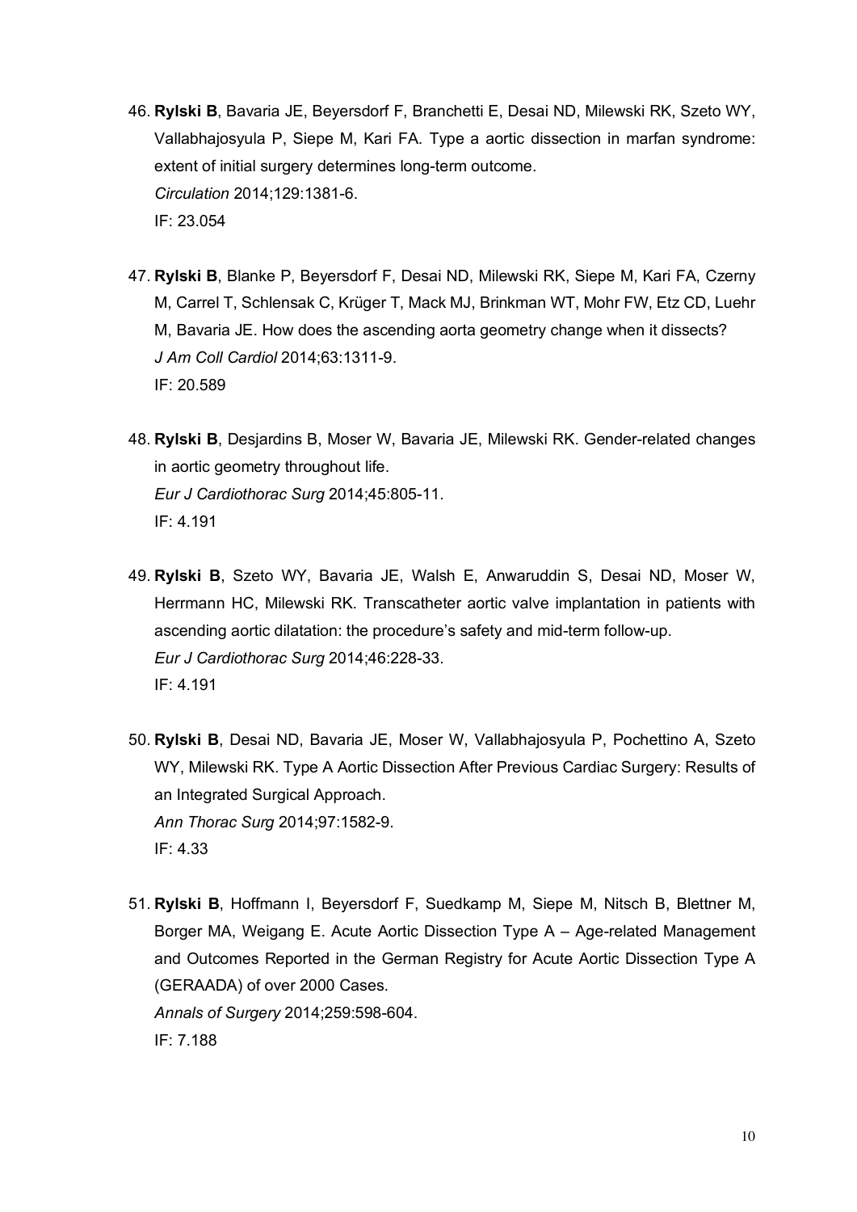46. **Rylski B**, Bavaria JE, Beyersdorf F, Branchetti E, Desai ND, Milewski RK, Szeto WY, Vallabhajosyula P, Siepe M, Kari FA. Type a aortic dissection in marfan syndrome: extent of initial surgery determines long-term outcome.
    *Circulation* 2014;129:1381-6.
    IF: 23.054

47. **Rylski B**, Blanke P, Beyersdorf F, Desai ND, Milewski RK, Siepe M, Kari FA, Czerny M, Carrel T, Schlensak C, Krüger T, Mack MJ, Brinkman WT, Mohr FW, Etz CD, Luehr M, Bavaria JE. How does the ascending aorta geometry change when it dissects?
    *J Am Coll Cardiol* 2014;63:1311-9.
    IF: 20.589

48. **Rylski B**, Desjardins B, Moser W, Bavaria JE, Milewski RK. Gender-related changes in aortic geometry throughout life.
    *Eur J Cardiothorac Surg* 2014;45:805-11.
    IF: 4.191

49. **Rylski B**, Szeto WY, Bavaria JE, Walsh E, Anwaruddin S, Desai ND, Moser W, Herrmann HC, Milewski RK. Transcatheter aortic valve implantation in patients with ascending aortic dilatation: the procedure's safety and mid-term follow-up.
    *Eur J Cardiothorac Surg* 2014;46:228-33.
    IF: 4.191

50. **Rylski B**, Desai ND, Bavaria JE, Moser W, Vallabhajosyula P, Pochettino A, Szeto WY, Milewski RK. Type A Aortic Dissection After Previous Cardiac Surgery: Results of an Integrated Surgical Approach.
    *Ann Thorac Surg* 2014;97:1582-9.
    IF: 4.33

51. **Rylski B**, Hoffmann I, Beyersdorf F, Suedkamp M, Siepe M, Nitsch B, Blettner M, Borger MA, Weigang E. Acute Aortic Dissection Type A – Age-related Management and Outcomes Reported in the German Registry for Acute Aortic Dissection Type A (GERAADA) of over 2000 Cases.
    *Annals of Surgery* 2014;259:598-604.
    IF: 7.188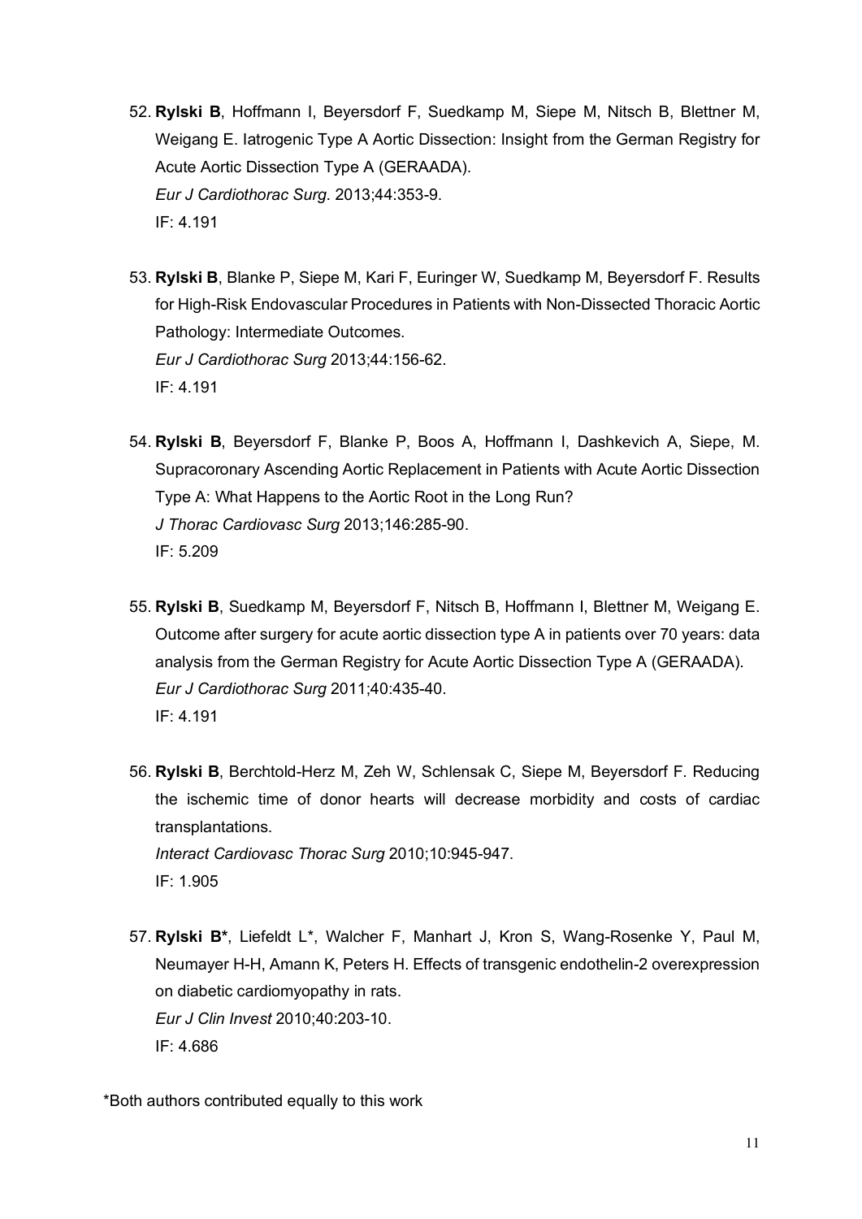52. **Rylski B**, Hoffmann I, Beyersdorf F, Suedkamp M, Siepe M, Nitsch B, Blettner M, Weigang E. Iatrogenic Type A Aortic Dissection: Insight from the German Registry for Acute Aortic Dissection Type A (GERAADA).
    *Eur J Cardiothorac Surg*. 2013;44:353-9.
    IF: 4.191

53. **Rylski B**, Blanke P, Siepe M, Kari F, Euringer W, Suedkamp M, Beyersdorf F. Results for High-Risk Endovascular Procedures in Patients with Non-Dissected Thoracic Aortic Pathology: Intermediate Outcomes.
    *Eur J Cardiothorac Surg* 2013;44:156-62.
    IF: 4.191

54. **Rylski B**, Beyersdorf F, Blanke P, Boos A, Hoffmann I, Dashkevich A, Siepe, M. Supracoronary Ascending Aortic Replacement in Patients with Acute Aortic Dissection Type A: What Happens to the Aortic Root in the Long Run?
    *J Thorac Cardiovasc Surg* 2013;146:285-90.
    IF: 5.209

55. **Rylski B**, Suedkamp M, Beyersdorf F, Nitsch B, Hoffmann I, Blettner M, Weigang E. Outcome after surgery for acute aortic dissection type A in patients over 70 years: data analysis from the German Registry for Acute Aortic Dissection Type A (GERAADA).
    *Eur J Cardiothorac Surg* 2011;40:435-40.
    IF: 4.191

56. **Rylski B**, Berchtold-Herz M, Zeh W, Schlensak C, Siepe M, Beyersdorf F. Reducing the ischemic time of donor hearts will decrease morbidity and costs of cardiac transplantations.
    *Interact Cardiovasc Thorac Surg* 2010;10:945-947.
    IF: 1.905

57. **Rylski B***, Liefeldt L*, Walcher F, Manhart J, Kron S, Wang-Rosenke Y, Paul M, Neumayer H-H, Amann K, Peters H. Effects of transgenic endothelin-2 overexpression on diabetic cardiomyopathy in rats.
    *Eur J Clin Invest* 2010;40:203-10.
    IF: 4.686

*Both authors contributed equally to this work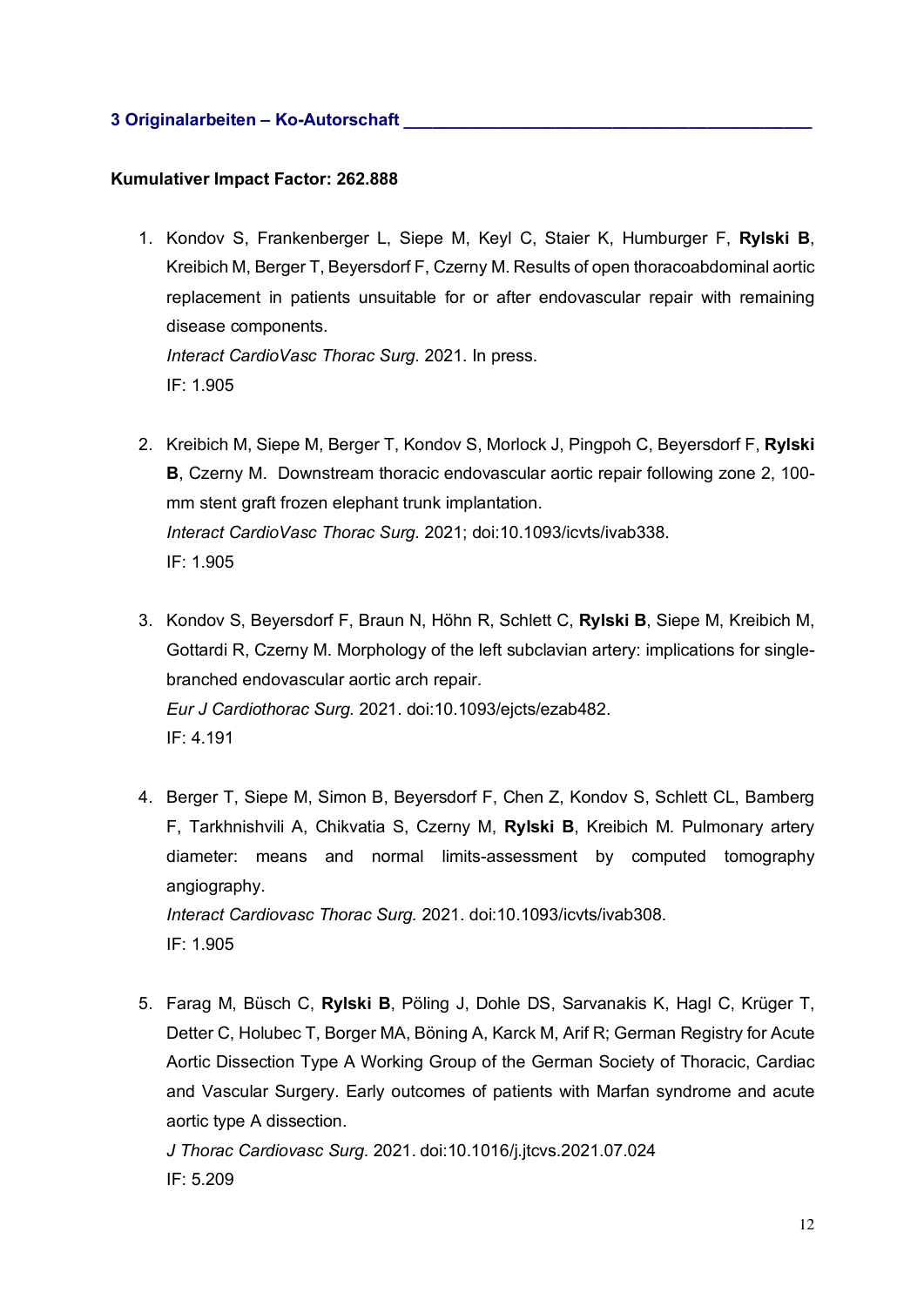## 3 Originalarbeiten – Ko-Autorschaft

**Kumulativer Impact Factor: 262.888**

1. Kondov S, Frankenberger L, Siepe M, Keyl C, Staier K, Humburger F, **Rylski B**, Kreibich M, Berger T, Beyersdorf F, Czerny M. Results of open thoracoabdominal aortic replacement in patients unsuitable for or after endovascular repair with remaining disease components.
   *Interact CardioVasc Thorac Surg.* 2021. In press.
   IF: 1.905

2. Kreibich M, Siepe M, Berger T, Kondov S, Morlock J, Pingpoh C, Beyersdorf F, **Rylski B**, Czerny M. Downstream thoracic endovascular aortic repair following zone 2, 100-mm stent graft frozen elephant trunk implantation.
   *Interact CardioVasc Thorac Surg.* 2021; doi:10.1093/icvts/ivab338.
   IF: 1.905

3. Kondov S, Beyersdorf F, Braun N, Höhn R, Schlett C, **Rylski B**, Siepe M, Kreibich M, Gottardi R, Czerny M. Morphology of the left subclavian artery: implications for single-branched endovascular aortic arch repair.
   *Eur J Cardiothorac Surg.* 2021. doi:10.1093/ejcts/ezab482.
   IF: 4.191

4. Berger T, Siepe M, Simon B, Beyersdorf F, Chen Z, Kondov S, Schlett CL, Bamberg F, Tarkhnishvili A, Chikvatia S, Czerny M, **Rylski B**, Kreibich M. Pulmonary artery diameter: means and normal limits-assessment by computed tomography angiography.
   *Interact Cardiovasc Thorac Surg.* 2021. doi:10.1093/icvts/ivab308.
   IF: 1.905

5. Farag M, Büsch C, **Rylski B**, Pöling J, Dohle DS, Sarvanakis K, Hagl C, Krüger T, Detter C, Holubec T, Borger MA, Böning A, Karck M, Arif R; German Registry for Acute Aortic Dissection Type A Working Group of the German Society of Thoracic, Cardiac and Vascular Surgery. Early outcomes of patients with Marfan syndrome and acute aortic type A dissection.
   *J Thorac Cardiovasc Surg.* 2021. doi:10.1016/j.jtcvs.2021.07.024
   IF: 5.209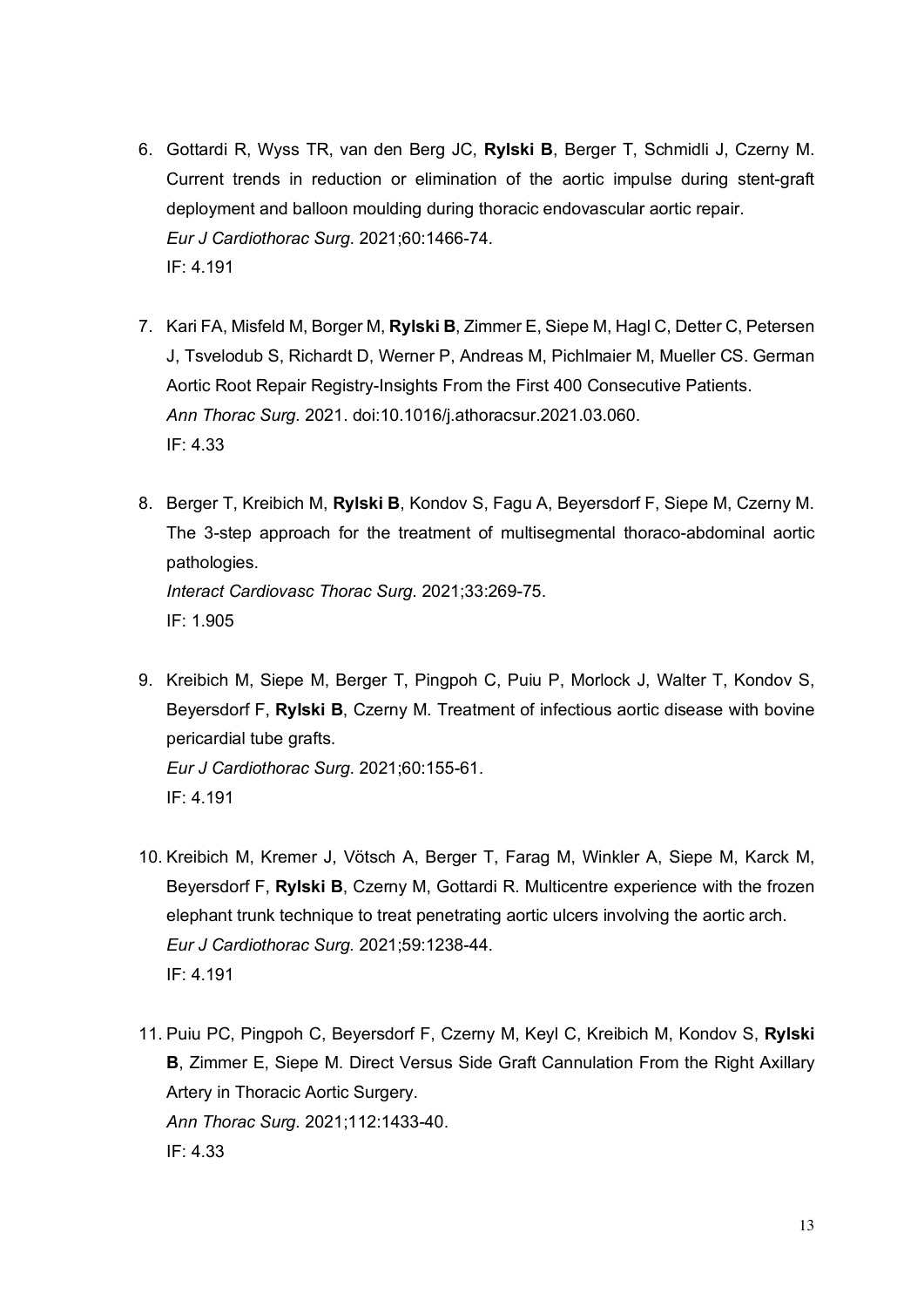6. Gottardi R, Wyss TR, van den Berg JC, **Rylski B**, Berger T, Schmidli J, Czerny M. Current trends in reduction or elimination of the aortic impulse during stent-graft deployment and balloon moulding during thoracic endovascular aortic repair.  
   *Eur J Cardiothorac Surg*. 2021;60:1466-74.  
   IF: 4.191

7. Kari FA, Misfeld M, Borger M, **Rylski B**, Zimmer E, Siepe M, Hagl C, Detter C, Petersen J, Tsvelodub S, Richardt D, Werner P, Andreas M, Pichlmaier M, Mueller CS. German Aortic Root Repair Registry-Insights From the First 400 Consecutive Patients.  
   *Ann Thorac Surg.* 2021. doi:10.1016/j.athoracsur.2021.03.060.  
   IF: 4.33

8. Berger T, Kreibich M, **Rylski B**, Kondov S, Fagu A, Beyersdorf F, Siepe M, Czerny M. The 3-step approach for the treatment of multisegmental thoraco-abdominal aortic pathologies.  
   *Interact Cardiovasc Thorac Surg*. 2021;33:269-75.  
   IF: 1.905

9. Kreibich M, Siepe M, Berger T, Pingpoh C, Puiu P, Morlock J, Walter T, Kondov S, Beyersdorf F, **Rylski B**, Czerny M. Treatment of infectious aortic disease with bovine pericardial tube grafts.  
   *Eur J Cardiothorac Surg*. 2021;60:155-61.  
   IF: 4.191

10. Kreibich M, Kremer J, Vötsch A, Berger T, Farag M, Winkler A, Siepe M, Karck M, Beyersdorf F, **Rylski B**, Czerny M, Gottardi R. Multicentre experience with the frozen elephant trunk technique to treat penetrating aortic ulcers involving the aortic arch.  
    *Eur J Cardiothorac Surg.* 2021;59:1238-44.  
    IF: 4.191

11. Puiu PC, Pingpoh C, Beyersdorf F, Czerny M, Keyl C, Kreibich M, Kondov S, **Rylski B**, Zimmer E, Siepe M. Direct Versus Side Graft Cannulation From the Right Axillary Artery in Thoracic Aortic Surgery.  
    *Ann Thorac Surg.* 2021;112:1433-40.  
    IF: 4.33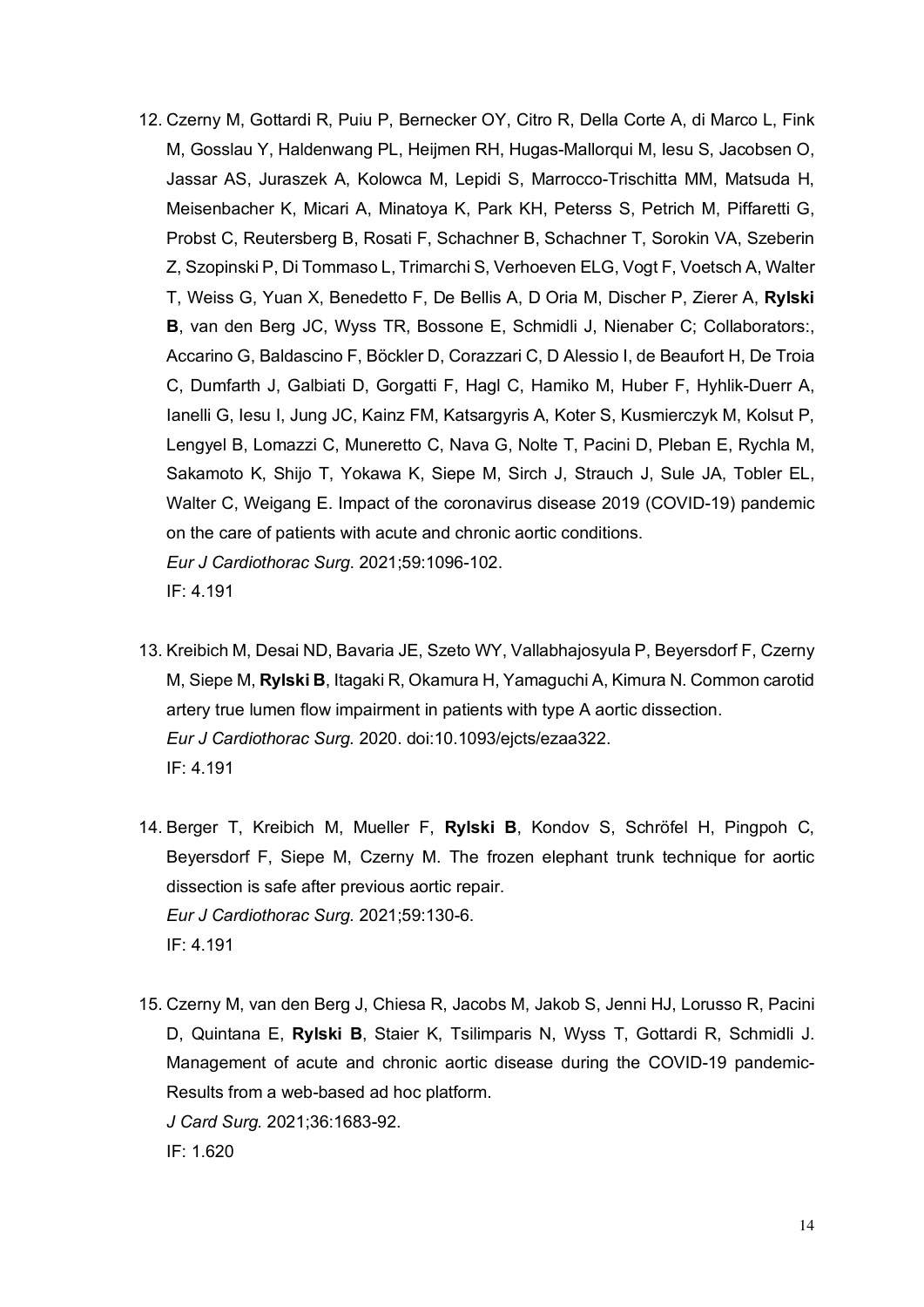12. Czerny M, Gottardi R, Puiu P, Bernecker OY, Citro R, Della Corte A, di Marco L, Fink M, Gosslau Y, Haldenwang PL, Heijmen RH, Hugas-Mallorqui M, Iesu S, Jacobsen O, Jassar AS, Juraszek A, Kolowca M, Lepidi S, Marrocco-Trischitta MM, Matsuda H, Meisenbacher K, Micari A, Minatoya K, Park KH, Peterss S, Petrich M, Piffaretti G, Probst C, Reutersberg B, Rosati F, Schachner B, Schachner T, Sorokin VA, Szeberin Z, Szopinski P, Di Tommaso L, Trimarchi S, Verhoeven ELG, Vogt F, Voetsch A, Walter T, Weiss G, Yuan X, Benedetto F, De Bellis A, D Oria M, Discher P, Zierer A, **Rylski B**, van den Berg JC, Wyss TR, Bossone E, Schmidli J, Nienaber C; Collaborators:, Accarino G, Baldascino F, Böckler D, Corazzari C, D Alessio I, de Beaufort H, De Troia C, Dumfarth J, Galbiati D, Gorgatti F, Hagl C, Hamiko M, Huber F, Hyhlik-Duerr A, Ianelli G, Iesu I, Jung JC, Kainz FM, Katsargyris A, Koter S, Kusmierczyk M, Kolsut P, Lengyel B, Lomazzi C, Muneretto C, Nava G, Nolte T, Pacini D, Pleban E, Rychla M, Sakamoto K, Shijo T, Yokawa K, Siepe M, Sirch J, Strauch J, Sule JA, Tobler EL, Walter C, Weigang E. Impact of the coronavirus disease 2019 (COVID-19) pandemic on the care of patients with acute and chronic aortic conditions.
    *Eur J Cardiothorac Surg.* 2021;59:1096-102.
    IF: 4.191

13. Kreibich M, Desai ND, Bavaria JE, Szeto WY, Vallabhajosyula P, Beyersdorf F, Czerny M, Siepe M, **Rylski B**, Itagaki R, Okamura H, Yamaguchi A, Kimura N. Common carotid artery true lumen flow impairment in patients with type A aortic dissection.
    *Eur J Cardiothorac Surg.* 2020. doi:10.1093/ejcts/ezaa322.
    IF: 4.191

14. Berger T, Kreibich M, Mueller F, **Rylski B**, Kondov S, Schröfel H, Pingpoh C, Beyersdorf F, Siepe M, Czerny M. The frozen elephant trunk technique for aortic dissection is safe after previous aortic repair.
    *Eur J Cardiothorac Surg.* 2021;59:130-6.
    IF: 4.191

15. Czerny M, van den Berg J, Chiesa R, Jacobs M, Jakob S, Jenni HJ, Lorusso R, Pacini D, Quintana E, **Rylski B**, Staier K, Tsilimparis N, Wyss T, Gottardi R, Schmidli J. Management of acute and chronic aortic disease during the COVID-19 pandemic-Results from a web-based ad hoc platform.
    *J Card Surg.* 2021;36:1683-92.
    IF: 1.620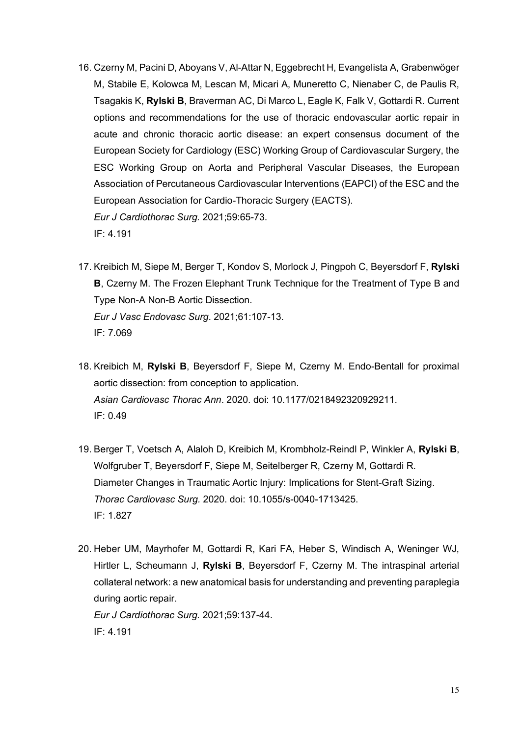16. Czerny M, Pacini D, Aboyans V, Al-Attar N, Eggebrecht H, Evangelista A, Grabenwöger M, Stabile E, Kolowca M, Lescan M, Micari A, Muneretto C, Nienaber C, de Paulis R, Tsagakis K, **Rylski B**, Braverman AC, Di Marco L, Eagle K, Falk V, Gottardi R. Current options and recommendations for the use of thoracic endovascular aortic repair in acute and chronic thoracic aortic disease: an expert consensus document of the European Society for Cardiology (ESC) Working Group of Cardiovascular Surgery, the ESC Working Group on Aorta and Peripheral Vascular Diseases, the European Association of Percutaneous Cardiovascular Interventions (EAPCI) of the ESC and the European Association for Cardio-Thoracic Surgery (EACTS).
    *Eur J Cardiothorac Surg.* 2021;59:65-73.
    IF: 4.191

17. Kreibich M, Siepe M, Berger T, Kondov S, Morlock J, Pingpoh C, Beyersdorf F, **Rylski B**, Czerny M. The Frozen Elephant Trunk Technique for the Treatment of Type B and Type Non-A Non-B Aortic Dissection.
    *Eur J Vasc Endovasc Surg*. 2021;61:107-13.
    IF: 7.069

18. Kreibich M, **Rylski B**, Beyersdorf F, Siepe M, Czerny M. Endo-Bentall for proximal aortic dissection: from conception to application.
    *Asian Cardiovasc Thorac Ann*. 2020. doi: 10.1177/0218492320929211.
    IF: 0.49

19. Berger T, Voetsch A, Alaloh D, Kreibich M, Krombholz-Reindl P, Winkler A, **Rylski B**, Wolfgruber T, Beyersdorf F, Siepe M, Seitelberger R, Czerny M, Gottardi R. Diameter Changes in Traumatic Aortic Injury: Implications for Stent-Graft Sizing.
    *Thorac Cardiovasc Surg*. 2020. doi: 10.1055/s-0040-1713425.
    IF: 1.827

20. Heber UM, Mayrhofer M, Gottardi R, Kari FA, Heber S, Windisch A, Weninger WJ, Hirtler L, Scheumann J, **Rylski B**, Beyersdorf F, Czerny M. The intraspinal arterial collateral network: a new anatomical basis for understanding and preventing paraplegia during aortic repair.
    *Eur J Cardiothorac Surg.* 2021;59:137-44.
    IF: 4.191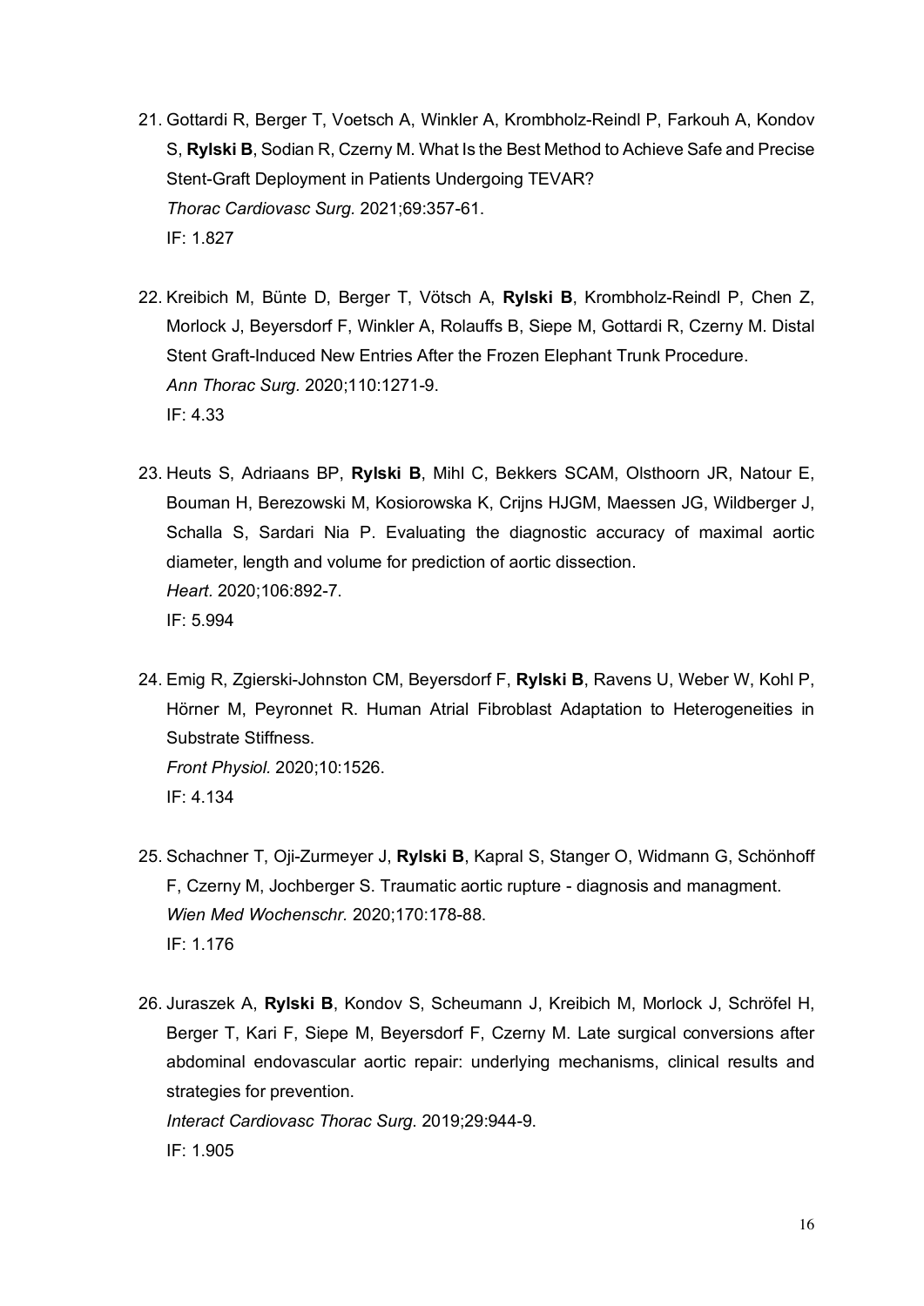21. Gottardi R, Berger T, Voetsch A, Winkler A, Krombholz-Reindl P, Farkouh A, Kondov S, **Rylski B**, Sodian R, Czerny M. What Is the Best Method to Achieve Safe and Precise Stent-Graft Deployment in Patients Undergoing TEVAR?
    *Thorac Cardiovasc Surg.* 2021;69:357-61.
    IF: 1.827

22. Kreibich M, Bünte D, Berger T, Vötsch A, **Rylski B**, Krombholz-Reindl P, Chen Z, Morlock J, Beyersdorf F, Winkler A, Rolauffs B, Siepe M, Gottardi R, Czerny M. Distal Stent Graft-Induced New Entries After the Frozen Elephant Trunk Procedure.
    *Ann Thorac Surg.* 2020;110:1271-9.
    IF: 4.33

23. Heuts S, Adriaans BP, **Rylski B**, Mihl C, Bekkers SCAM, Olsthoorn JR, Natour E, Bouman H, Berezowski M, Kosiorowska K, Crijns HJGM, Maessen JG, Wildberger J, Schalla S, Sardari Nia P. Evaluating the diagnostic accuracy of maximal aortic diameter, length and volume for prediction of aortic dissection.
    *Heart.* 2020;106:892-7.
    IF: 5.994

24. Emig R, Zgierski-Johnston CM, Beyersdorf F, **Rylski B**, Ravens U, Weber W, Kohl P, Hörner M, Peyronnet R. Human Atrial Fibroblast Adaptation to Heterogeneities in Substrate Stiffness.
    *Front Physiol.* 2020;10:1526.
    IF: 4.134

25. Schachner T, Oji-Zurmeyer J, **Rylski B**, Kapral S, Stanger O, Widmann G, Schönhoff F, Czerny M, Jochberger S. Traumatic aortic rupture - diagnosis and managment.
    *Wien Med Wochenschr.* 2020;170:178-88.
    IF: 1.176

26. Juraszek A, **Rylski B**, Kondov S, Scheumann J, Kreibich M, Morlock J, Schröfel H, Berger T, Kari F, Siepe M, Beyersdorf F, Czerny M. Late surgical conversions after abdominal endovascular aortic repair: underlying mechanisms, clinical results and strategies for prevention.
    *Interact Cardiovasc Thorac Surg.* 2019;29:944-9.
    IF: 1.905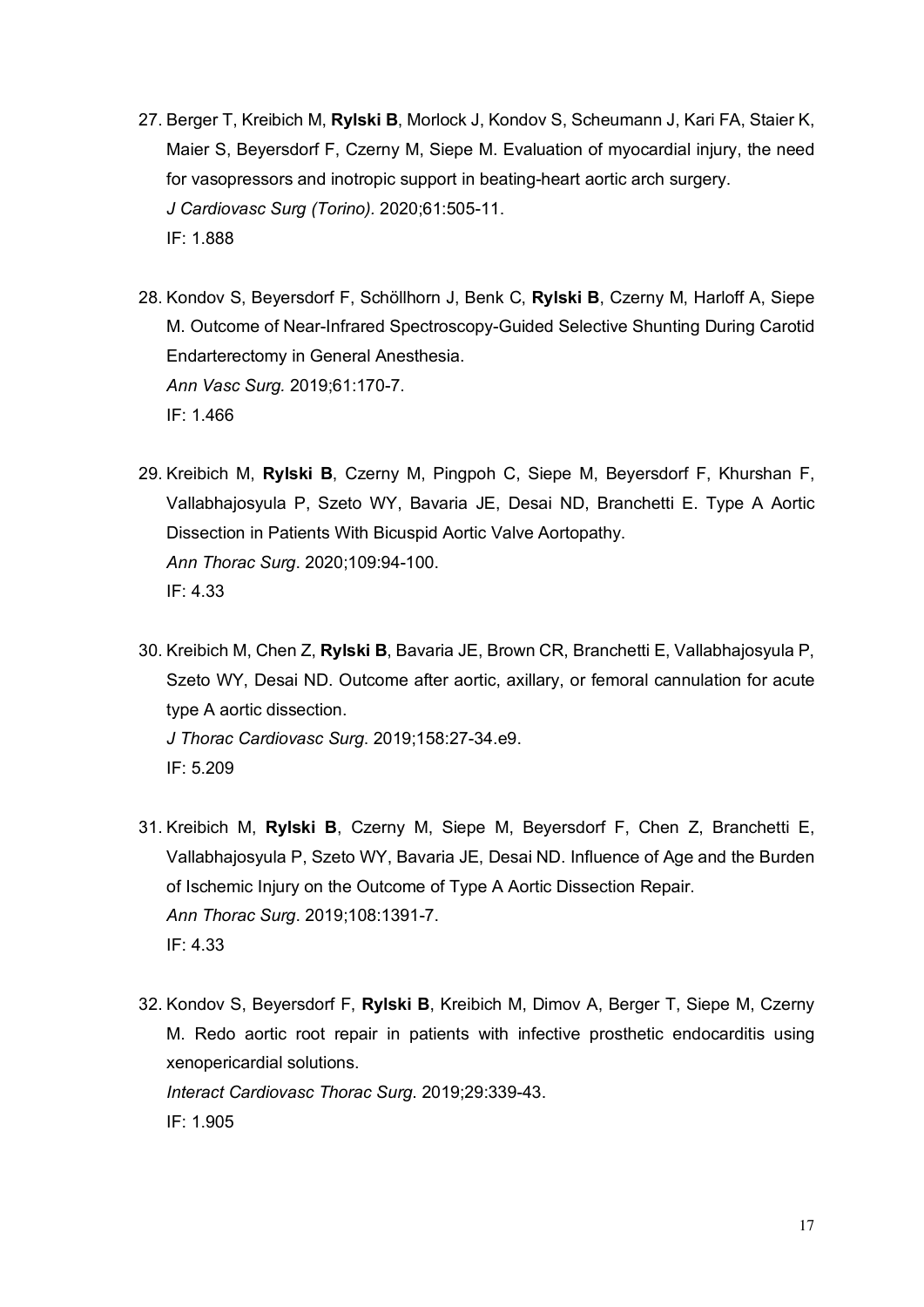27. Berger T, Kreibich M, **Rylski B**, Morlock J, Kondov S, Scheumann J, Kari FA, Staier K, Maier S, Beyersdorf F, Czerny M, Siepe M. Evaluation of myocardial injury, the need for vasopressors and inotropic support in beating-heart aortic arch surgery.
*J Cardiovasc Surg (Torino).* 2020;61:505-11.
IF: 1.888

28. Kondov S, Beyersdorf F, Schöllhorn J, Benk C, **Rylski B**, Czerny M, Harloff A, Siepe M. Outcome of Near-Infrared Spectroscopy-Guided Selective Shunting During Carotid Endarterectomy in General Anesthesia.
*Ann Vasc Surg.* 2019;61:170-7.
IF: 1.466

29. Kreibich M, **Rylski B**, Czerny M, Pingpoh C, Siepe M, Beyersdorf F, Khurshan F, Vallabhajosyula P, Szeto WY, Bavaria JE, Desai ND, Branchetti E. Type A Aortic Dissection in Patients With Bicuspid Aortic Valve Aortopathy.
*Ann Thorac Surg*. 2020;109:94-100.
IF: 4.33

30. Kreibich M, Chen Z, **Rylski B**, Bavaria JE, Brown CR, Branchetti E, Vallabhajosyula P, Szeto WY, Desai ND. Outcome after aortic, axillary, or femoral cannulation for acute type A aortic dissection.
*J Thorac Cardiovasc Surg*. 2019;158:27-34.e9.
IF: 5.209

31. Kreibich M, **Rylski B**, Czerny M, Siepe M, Beyersdorf F, Chen Z, Branchetti E, Vallabhajosyula P, Szeto WY, Bavaria JE, Desai ND. Influence of Age and the Burden of Ischemic Injury on the Outcome of Type A Aortic Dissection Repair.
*Ann Thorac Surg*. 2019;108:1391-7.
IF: 4.33

32. Kondov S, Beyersdorf F, **Rylski B**, Kreibich M, Dimov A, Berger T, Siepe M, Czerny M. Redo aortic root repair in patients with infective prosthetic endocarditis using xenopericardial solutions.
*Interact Cardiovasc Thorac Surg.* 2019;29:339-43.
IF: 1.905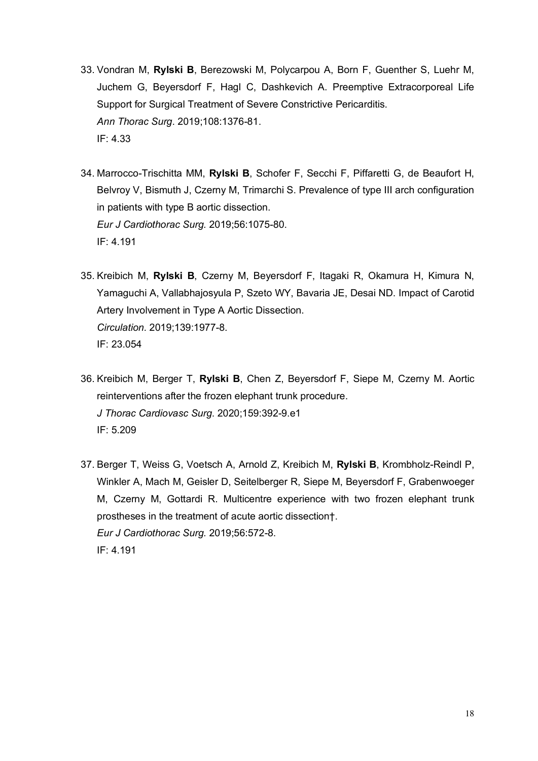33. Vondran M, **Rylski B**, Berezowski M, Polycarpou A, Born F, Guenther S, Luehr M, Juchem G, Beyersdorf F, Hagl C, Dashkevich A. Preemptive Extracorporeal Life Support for Surgical Treatment of Severe Constrictive Pericarditis.
    *Ann Thorac Surg*. 2019;108:1376-81.
    IF: 4.33

34. Marrocco-Trischitta MM, **Rylski B**, Schofer F, Secchi F, Piffaretti G, de Beaufort H, Belvroy V, Bismuth J, Czerny M, Trimarchi S. Prevalence of type III arch configuration in patients with type B aortic dissection.
    *Eur J Cardiothorac Surg.* 2019;56:1075-80.
    IF: 4.191

35. Kreibich M, **Rylski B**, Czerny M, Beyersdorf F, Itagaki R, Okamura H, Kimura N, Yamaguchi A, Vallabhajosyula P, Szeto WY, Bavaria JE, Desai ND. Impact of Carotid Artery Involvement in Type A Aortic Dissection.
    *Circulation*. 2019;139:1977-8.
    IF: 23.054

36. Kreibich M, Berger T, **Rylski B**, Chen Z, Beyersdorf F, Siepe M, Czerny M. Aortic reinterventions after the frozen elephant trunk procedure.
    *J Thorac Cardiovasc Surg*. 2020;159:392-9.e1
    IF: 5.209

37. Berger T, Weiss G, Voetsch A, Arnold Z, Kreibich M, **Rylski B**, Krombholz-Reindl P, Winkler A, Mach M, Geisler D, Seitelberger R, Siepe M, Beyersdorf F, Grabenwoeger M, Czerny M, Gottardi R. Multicentre experience with two frozen elephant trunk prostheses in the treatment of acute aortic dissection†.
    *Eur J Cardiothorac Surg.* 2019;56:572-8.
    IF: 4.191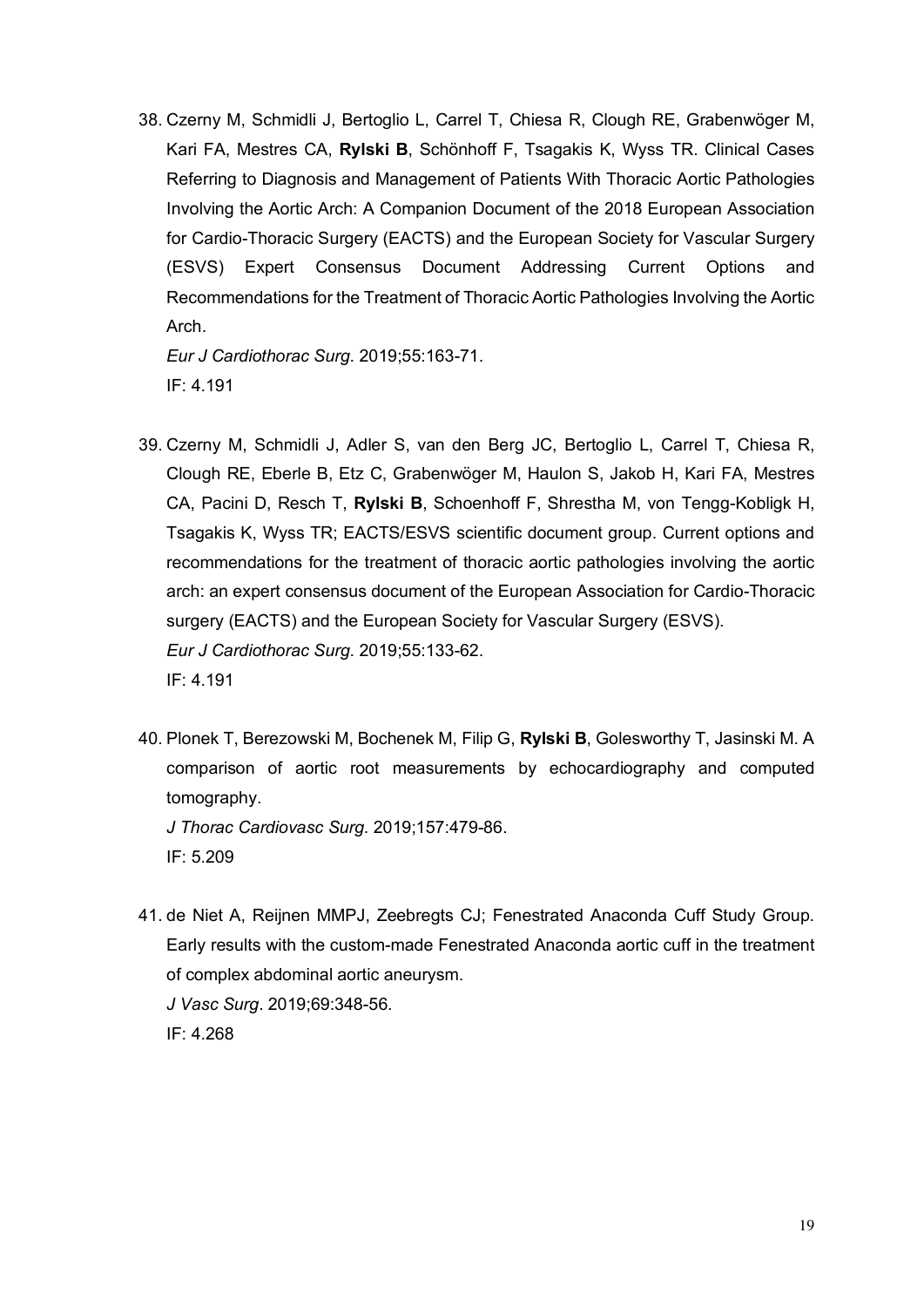38. Czerny M, Schmidli J, Bertoglio L, Carrel T, Chiesa R, Clough RE, Grabenwöger M, Kari FA, Mestres CA, **Rylski B**, Schönhoff F, Tsagakis K, Wyss TR. Clinical Cases Referring to Diagnosis and Management of Patients With Thoracic Aortic Pathologies Involving the Aortic Arch: A Companion Document of the 2018 European Association for Cardio-Thoracic Surgery (EACTS) and the European Society for Vascular Surgery (ESVS) Expert Consensus Document Addressing Current Options and Recommendations for the Treatment of Thoracic Aortic Pathologies Involving the Aortic Arch.
    *Eur J Cardiothorac Surg*. 2019;55:163-71.
    IF: 4.191

39. Czerny M, Schmidli J, Adler S, van den Berg JC, Bertoglio L, Carrel T, Chiesa R, Clough RE, Eberle B, Etz C, Grabenwöger M, Haulon S, Jakob H, Kari FA, Mestres CA, Pacini D, Resch T, **Rylski B**, Schoenhoff F, Shrestha M, von Tengg-Kobligk H, Tsagakis K, Wyss TR; EACTS/ESVS scientific document group. Current options and recommendations for the treatment of thoracic aortic pathologies involving the aortic arch: an expert consensus document of the European Association for Cardio-Thoracic surgery (EACTS) and the European Society for Vascular Surgery (ESVS).
    *Eur J Cardiothorac Surg*. 2019;55:133-62.
    IF: 4.191

40. Plonek T, Berezowski M, Bochenek M, Filip G, **Rylski B**, Golesworthy T, Jasinski M. A comparison of aortic root measurements by echocardiography and computed tomography.
    *J Thorac Cardiovasc Surg*. 2019;157:479-86.
    IF: 5.209

41. de Niet A, Reijnen MMPJ, Zeebregts CJ; Fenestrated Anaconda Cuff Study Group. Early results with the custom-made Fenestrated Anaconda aortic cuff in the treatment of complex abdominal aortic aneurysm.
    *J Vasc Surg*. 2019;69:348-56.
    IF: 4.268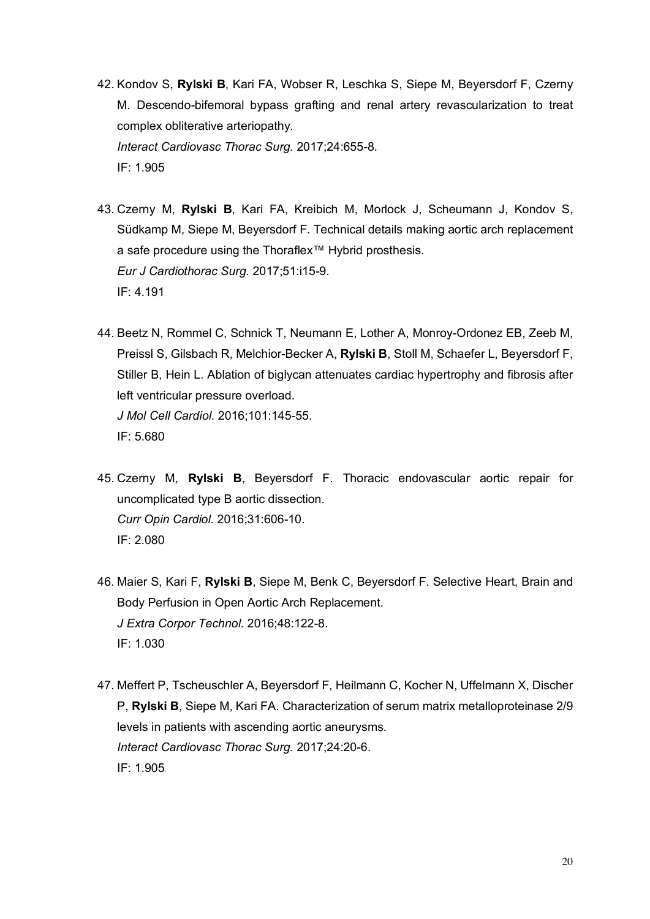42. Kondov S, **Rylski B**, Kari FA, Wobser R, Leschka S, Siepe M, Beyersdorf F, Czerny M. Descendo-bifemoral bypass grafting and renal artery revascularization to treat complex obliterative arteriopathy.
    *Interact Cardiovasc Thorac Surg.* 2017;24:655-8.
    IF: 1.905

43. Czerny M, **Rylski B**, Kari FA, Kreibich M, Morlock J, Scheumann J, Kondov S, Südkamp M, Siepe M, Beyersdorf F. Technical details making aortic arch replacement a safe procedure using the Thoraflex™ Hybrid prosthesis.
    *Eur J Cardiothorac Surg.* 2017;51:i15-9.
    IF: 4.191

44. Beetz N, Rommel C, Schnick T, Neumann E, Lother A, Monroy-Ordonez EB, Zeeb M, Preissl S, Gilsbach R, Melchior-Becker A, **Rylski B**, Stoll M, Schaefer L, Beyersdorf F, Stiller B, Hein L. Ablation of biglycan attenuates cardiac hypertrophy and fibrosis after left ventricular pressure overload.
    *J Mol Cell Cardiol.* 2016;101:145-55.
    IF: 5.680

45. Czerny M, **Rylski B**, Beyersdorf F. Thoracic endovascular aortic repair for uncomplicated type B aortic dissection.
    *Curr Opin Cardiol.* 2016;31:606-10.
    IF: 2.080

46. Maier S, Kari F, **Rylski B**, Siepe M, Benk C, Beyersdorf F. Selective Heart, Brain and Body Perfusion in Open Aortic Arch Replacement.
    *J Extra Corpor Technol.* 2016;48:122-8.
    IF: 1.030

47. Meffert P, Tscheuschler A, Beyersdorf F, Heilmann C, Kocher N, Uffelmann X, Discher P, **Rylski B**, Siepe M, Kari FA. Characterization of serum matrix metalloproteinase 2/9 levels in patients with ascending aortic aneurysms.
    *Interact Cardiovasc Thorac Surg.* 2017;24:20-6.
    IF: 1.905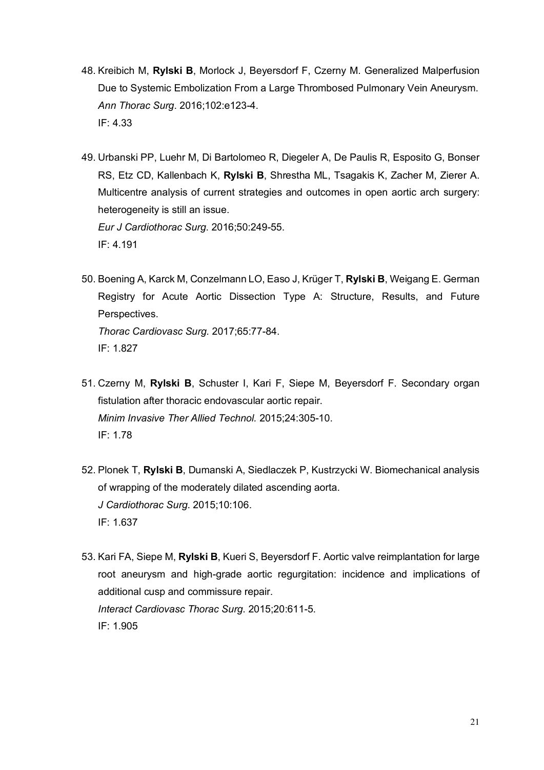48. Kreibich M, **Rylski B**, Morlock J, Beyersdorf F, Czerny M. Generalized Malperfusion Due to Systemic Embolization From a Large Thrombosed Pulmonary Vein Aneurysm. *Ann Thorac Surg*. 2016;102:e123-4.
    IF: 4.33

49. Urbanski PP, Luehr M, Di Bartolomeo R, Diegeler A, De Paulis R, Esposito G, Bonser RS, Etz CD, Kallenbach K, **Rylski B**, Shrestha ML, Tsagakis K, Zacher M, Zierer A. Multicentre analysis of current strategies and outcomes in open aortic arch surgery: heterogeneity is still an issue.
    *Eur J Cardiothorac Surg*. 2016;50:249-55.
    IF: 4.191

50. Boening A, Karck M, Conzelmann LO, Easo J, Krüger T, **Rylski B**, Weigang E. German Registry for Acute Aortic Dissection Type A: Structure, Results, and Future Perspectives.
    *Thorac Cardiovasc Surg*. 2017;65:77-84.
    IF: 1.827

51. Czerny M, **Rylski B**, Schuster I, Kari F, Siepe M, Beyersdorf F. Secondary organ fistulation after thoracic endovascular aortic repair.
    *Minim Invasive Ther Allied Technol*. 2015;24:305-10.
    IF: 1.78

52. Plonek T, **Rylski B**, Dumanski A, Siedlaczek P, Kustrzycki W. Biomechanical analysis of wrapping of the moderately dilated ascending aorta.
    *J Cardiothorac Surg*. 2015;10:106.
    IF: 1.637

53. Kari FA, Siepe M, **Rylski B**, Kueri S, Beyersdorf F. Aortic valve reimplantation for large root aneurysm and high-grade aortic regurgitation: incidence and implications of additional cusp and commissure repair.
    *Interact Cardiovasc Thorac Surg*. 2015;20:611-5.
    IF: 1.905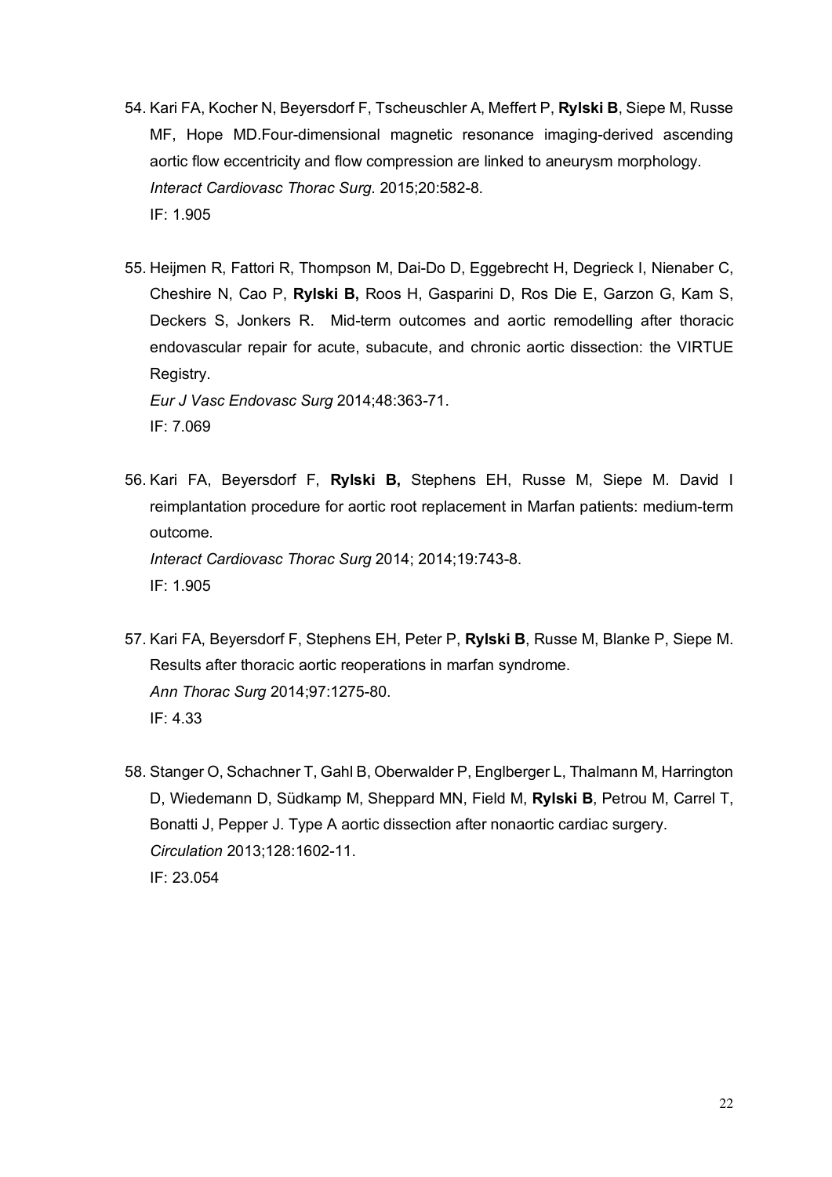54. Kari FA, Kocher N, Beyersdorf F, Tscheuschler A, Meffert P, **Rylski B**, Siepe M, Russe MF, Hope MD.Four-dimensional magnetic resonance imaging-derived ascending aortic flow eccentricity and flow compression are linked to aneurysm morphology.
    *Interact Cardiovasc Thorac Surg.* 2015;20:582-8.
    IF: 1.905

55. Heijmen R, Fattori R, Thompson M, Dai-Do D, Eggebrecht H, Degrieck I, Nienaber C, Cheshire N, Cao P, **Rylski B,** Roos H, Gasparini D, Ros Die E, Garzon G, Kam S, Deckers S, Jonkers R. Mid-term outcomes and aortic remodelling after thoracic endovascular repair for acute, subacute, and chronic aortic dissection: the VIRTUE Registry.
    *Eur J Vasc Endovasc Surg* 2014;48:363-71.
    IF: 7.069

56. Kari FA, Beyersdorf F, **Rylski B,** Stephens EH, Russe M, Siepe M. David I reimplantation procedure for aortic root replacement in Marfan patients: medium-term outcome.
    *Interact Cardiovasc Thorac Surg* 2014; 2014;19:743-8.
    IF: 1.905

57. Kari FA, Beyersdorf F, Stephens EH, Peter P, **Rylski B**, Russe M, Blanke P, Siepe M. Results after thoracic aortic reoperations in marfan syndrome.
    *Ann Thorac Surg* 2014;97:1275-80.
    IF: 4.33

58. Stanger O, Schachner T, Gahl B, Oberwalder P, Englberger L, Thalmann M, Harrington D, Wiedemann D, Südkamp M, Sheppard MN, Field M, **Rylski B**, Petrou M, Carrel T, Bonatti J, Pepper J. Type A aortic dissection after nonaortic cardiac surgery.
    *Circulation* 2013;128:1602-11.
    IF: 23.054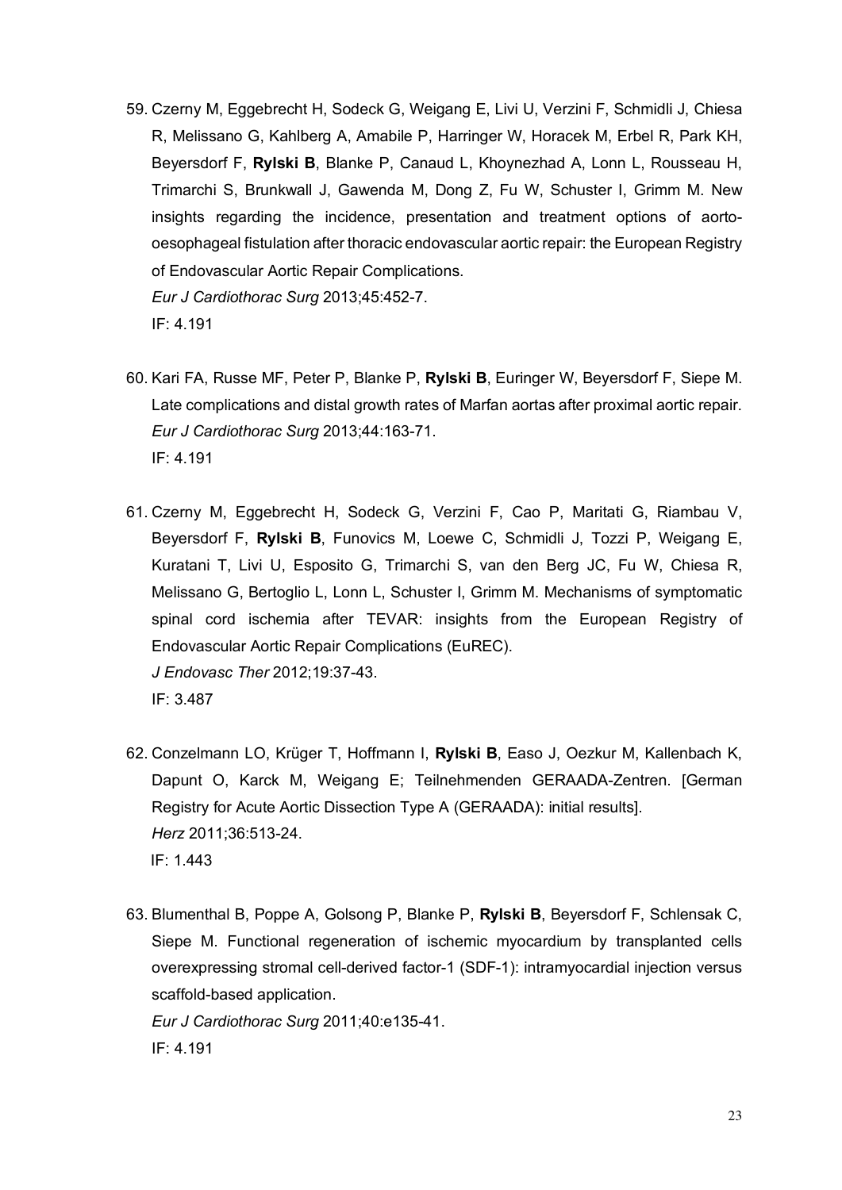59. Czerny M, Eggebrecht H, Sodeck G, Weigang E, Livi U, Verzini F, Schmidli J, Chiesa R, Melissano G, Kahlberg A, Amabile P, Harringer W, Horacek M, Erbel R, Park KH, Beyersdorf F, **Rylski B**, Blanke P, Canaud L, Khoynezhad A, Lonn L, Rousseau H, Trimarchi S, Brunkwall J, Gawenda M, Dong Z, Fu W, Schuster I, Grimm M. New insights regarding the incidence, presentation and treatment options of aorto-oesophageal fistulation after thoracic endovascular aortic repair: the European Registry of Endovascular Aortic Repair Complications.
   *Eur J Cardiothorac Surg* 2013;45:452-7.
   IF: 4.191

60. Kari FA, Russe MF, Peter P, Blanke P, **Rylski B**, Euringer W, Beyersdorf F, Siepe M. Late complications and distal growth rates of Marfan aortas after proximal aortic repair.
   *Eur J Cardiothorac Surg* 2013;44:163-71.
   IF: 4.191

61. Czerny M, Eggebrecht H, Sodeck G, Verzini F, Cao P, Maritati G, Riambau V, Beyersdorf F, **Rylski B**, Funovics M, Loewe C, Schmidli J, Tozzi P, Weigang E, Kuratani T, Livi U, Esposito G, Trimarchi S, van den Berg JC, Fu W, Chiesa R, Melissano G, Bertoglio L, Lonn L, Schuster I, Grimm M. Mechanisms of symptomatic spinal cord ischemia after TEVAR: insights from the European Registry of Endovascular Aortic Repair Complications (EuREC).
   *J Endovasc Ther* 2012;19:37-43.
   IF: 3.487

62. Conzelmann LO, Krüger T, Hoffmann I, **Rylski B**, Easo J, Oezkur M, Kallenbach K, Dapunt O, Karck M, Weigang E; Teilnehmenden GERAADA-Zentren. [German Registry for Acute Aortic Dissection Type A (GERAADA): initial results].
   *Herz* 2011;36:513-24.
   IF: 1.443

63. Blumenthal B, Poppe A, Golsong P, Blanke P, **Rylski B**, Beyersdorf F, Schlensak C, Siepe M. Functional regeneration of ischemic myocardium by transplanted cells overexpressing stromal cell-derived factor-1 (SDF-1): intramyocardial injection versus scaffold-based application.
   *Eur J Cardiothorac Surg* 2011;40:e135-41.
   IF: 4.191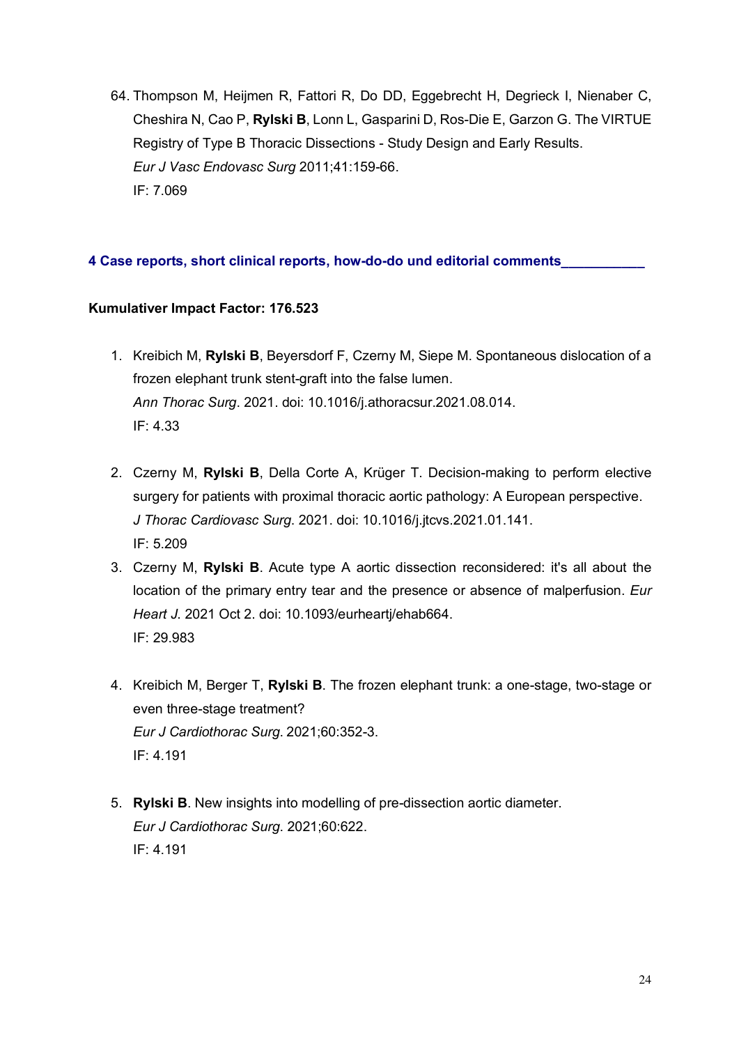64. Thompson M, Heijmen R, Fattori R, Do DD, Eggebrecht H, Degrieck I, Nienaber C, Cheshira N, Cao P, **Rylski B**, Lonn L, Gasparini D, Ros-Die E, Garzon G. The VIRTUE Registry of Type B Thoracic Dissections - Study Design and Early Results.
*Eur J Vasc Endovasc Surg* 2011;41:159-66.
IF: 7.069

## 4 Case reports, short clinical reports, how-do-do und editorial comments

**Kumulativer Impact Factor: 176.523**

1. Kreibich M, **Rylski B**, Beyersdorf F, Czerny M, Siepe M. Spontaneous dislocation of a frozen elephant trunk stent-graft into the false lumen.
*Ann Thorac Surg*. 2021. doi: 10.1016/j.athoracsur.2021.08.014.
IF: 4.33

2. Czerny M, **Rylski B**, Della Corte A, Krüger T. Decision-making to perform elective surgery for patients with proximal thoracic aortic pathology: A European perspective.
*J Thorac Cardiovasc Surg*. 2021. doi: 10.1016/j.jtcvs.2021.01.141.
IF: 5.209

3. Czerny M, **Rylski B**. Acute type A aortic dissection reconsidered: it's all about the location of the primary entry tear and the presence or absence of malperfusion. *Eur Heart J*. 2021 Oct 2. doi: 10.1093/eurheartj/ehab664.
IF: 29.983

4. Kreibich M, Berger T, **Rylski B**. The frozen elephant trunk: a one-stage, two-stage or even three-stage treatment?
*Eur J Cardiothorac Surg*. 2021;60:352-3.
IF: 4.191

5. **Rylski B**. New insights into modelling of pre-dissection aortic diameter.
*Eur J Cardiothorac Surg*. 2021;60:622.
IF: 4.191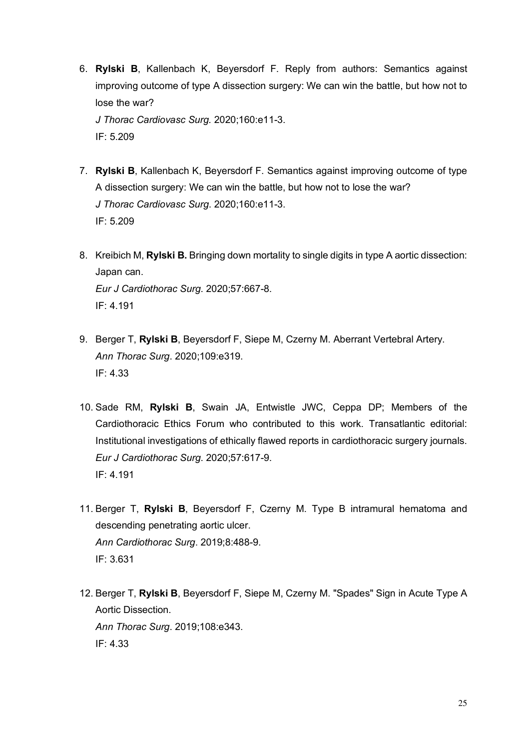6. **Rylski B**, Kallenbach K, Beyersdorf F. Reply from authors: Semantics against improving outcome of type A dissection surgery: We can win the battle, but how not to lose the war?
   *J Thorac Cardiovasc Surg.* 2020;160:e11-3.
   IF: 5.209

7. **Rylski B**, Kallenbach K, Beyersdorf F. Semantics against improving outcome of type A dissection surgery: We can win the battle, but how not to lose the war?
   *J Thorac Cardiovasc Surg*. 2020;160:e11-3.
   IF: 5.209

8. Kreibich M, **Rylski B.** Bringing down mortality to single digits in type A aortic dissection: Japan can.
   *Eur J Cardiothorac Surg*. 2020;57:667-8.
   IF: 4.191

9. Berger T, **Rylski B**, Beyersdorf F, Siepe M, Czerny M. Aberrant Vertebral Artery.
   *Ann Thorac Surg*. 2020;109:e319.
   IF: 4.33

10. Sade RM, **Rylski B**, Swain JA, Entwistle JWC, Ceppa DP; Members of the Cardiothoracic Ethics Forum who contributed to this work. Transatlantic editorial: Institutional investigations of ethically flawed reports in cardiothoracic surgery journals.
    *Eur J Cardiothorac Surg*. 2020;57:617-9.
    IF: 4.191

11. Berger T, **Rylski B**, Beyersdorf F, Czerny M. Type B intramural hematoma and descending penetrating aortic ulcer.
    *Ann Cardiothorac Surg*. 2019;8:488-9.
    IF: 3.631

12. Berger T, **Rylski B**, Beyersdorf F, Siepe M, Czerny M. "Spades" Sign in Acute Type A Aortic Dissection.
    *Ann Thorac Surg*. 2019;108:e343.
    IF: 4.33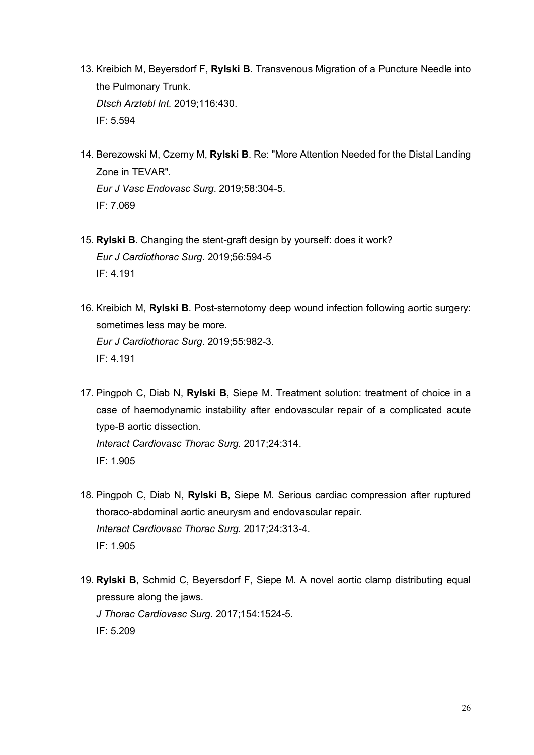13. Kreibich M, Beyersdorf F, **Rylski B**. Transvenous Migration of a Puncture Needle into the Pulmonary Trunk.
    *Dtsch Arztebl Int.* 2019;116:430.
    IF: 5.594

14. Berezowski M, Czerny M, **Rylski B**. Re: "More Attention Needed for the Distal Landing Zone in TEVAR".
    *Eur J Vasc Endovasc Surg*. 2019;58:304-5.
    IF: 7.069

15. **Rylski B**. Changing the stent-graft design by yourself: does it work?
    *Eur J Cardiothorac Surg.* 2019;56:594-5
    IF: 4.191

16. Kreibich M, **Rylski B**. Post-sternotomy deep wound infection following aortic surgery: sometimes less may be more.
    *Eur J Cardiothorac Surg.* 2019;55:982-3.
    IF: 4.191

17. Pingpoh C, Diab N, **Rylski B**, Siepe M. Treatment solution: treatment of choice in a case of haemodynamic instability after endovascular repair of a complicated acute type-B aortic dissection.
    *Interact Cardiovasc Thorac Surg.* 2017;24:314.
    IF: 1.905

18. Pingpoh C, Diab N, **Rylski B**, Siepe M. Serious cardiac compression after ruptured thoraco-abdominal aortic aneurysm and endovascular repair.
    *Interact Cardiovasc Thorac Surg.* 2017;24:313-4.
    IF: 1.905

19. **Rylski B**, Schmid C, Beyersdorf F, Siepe M. A novel aortic clamp distributing equal pressure along the jaws.
    *J Thorac Cardiovasc Surg.* 2017;154:1524-5.
    IF: 5.209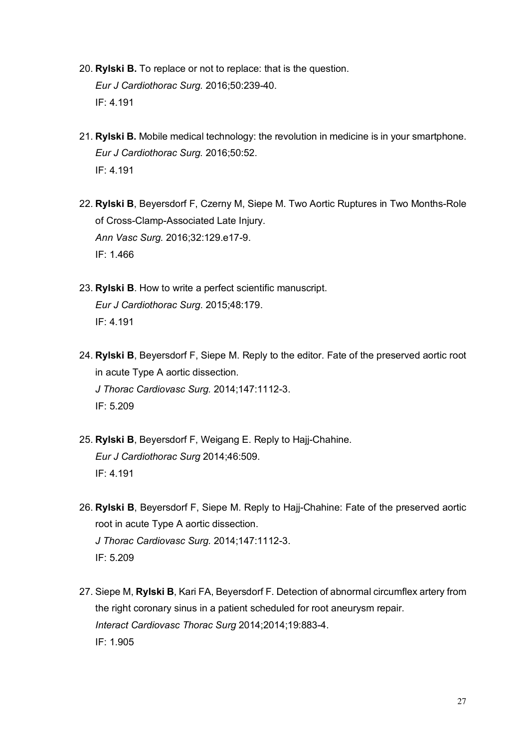20. **Rylski B.** To replace or not to replace: that is the question.
    *Eur J Cardiothorac Surg.* 2016;50:239-40.
    IF: 4.191

21. **Rylski B.** Mobile medical technology: the revolution in medicine is in your smartphone.
    *Eur J Cardiothorac Surg.* 2016;50:52.
    IF: 4.191

22. **Rylski B**, Beyersdorf F, Czerny M, Siepe M. Two Aortic Ruptures in Two Months-Role of Cross-Clamp-Associated Late Injury.
    *Ann Vasc Surg.* 2016;32:129.e17-9.
    IF: 1.466

23. **Rylski B**. How to write a perfect scientific manuscript.
    *Eur J Cardiothorac Surg.* 2015;48:179.
    IF: 4.191

24. **Rylski B**, Beyersdorf F, Siepe M. Reply to the editor. Fate of the preserved aortic root in acute Type A aortic dissection.
    *J Thorac Cardiovasc Surg.* 2014;147:1112-3.
    IF: 5.209

25. **Rylski B**, Beyersdorf F, Weigang E. Reply to Hajj-Chahine.
    *Eur J Cardiothorac Surg* 2014;46:509.
    IF: 4.191

26. **Rylski B**, Beyersdorf F, Siepe M. Reply to Hajj-Chahine: Fate of the preserved aortic root in acute Type A aortic dissection.
    *J Thorac Cardiovasc Surg.* 2014;147:1112-3.
    IF: 5.209

27. Siepe M, **Rylski B**, Kari FA, Beyersdorf F. Detection of abnormal circumflex artery from the right coronary sinus in a patient scheduled for root aneurysm repair.
    *Interact Cardiovasc Thorac Surg* 2014;2014;19:883-4.
    IF: 1.905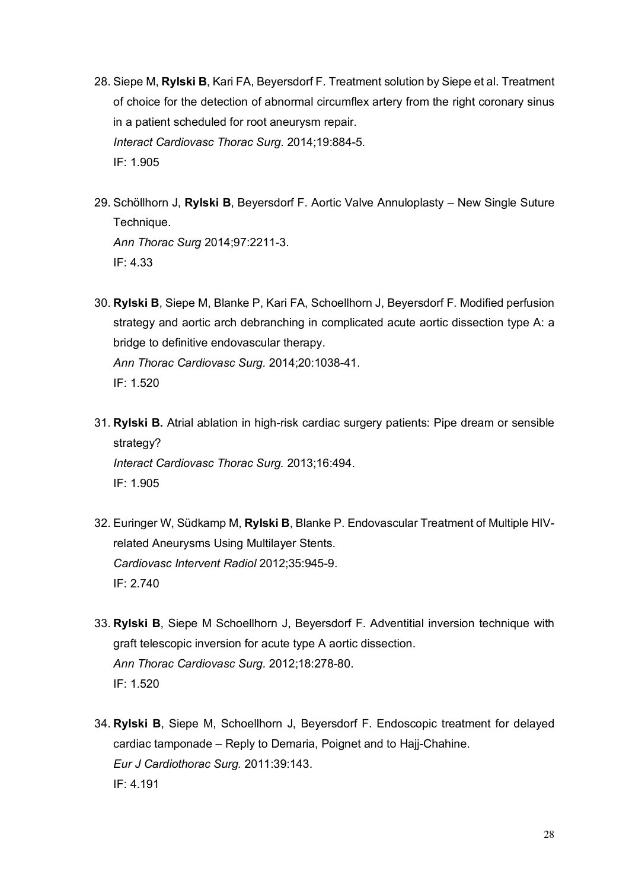28. Siepe M, **Rylski B**, Kari FA, Beyersdorf F. Treatment solution by Siepe et al. Treatment of choice for the detection of abnormal circumflex artery from the right coronary sinus in a patient scheduled for root aneurysm repair.
    *Interact Cardiovasc Thorac Surg.* 2014;19:884-5.
    IF: 1.905

29. Schöllhorn J, **Rylski B**, Beyersdorf F. Aortic Valve Annuloplasty – New Single Suture Technique.
    *Ann Thorac Surg* 2014;97:2211-3.
    IF: 4.33

30. **Rylski B**, Siepe M, Blanke P, Kari FA, Schoellhorn J, Beyersdorf F. Modified perfusion strategy and aortic arch debranching in complicated acute aortic dissection type A: a bridge to definitive endovascular therapy.
    *Ann Thorac Cardiovasc Surg.* 2014;20:1038-41.
    IF: 1.520

31. **Rylski B.** Atrial ablation in high-risk cardiac surgery patients: Pipe dream or sensible strategy?
    *Interact Cardiovasc Thorac Surg.* 2013;16:494.
    IF: 1.905

32. Euringer W, Südkamp M, **Rylski B**, Blanke P. Endovascular Treatment of Multiple HIV-related Aneurysms Using Multilayer Stents.
    *Cardiovasc Intervent Radiol* 2012;35:945-9.
    IF: 2.740

33. **Rylski B**, Siepe M Schoellhorn J, Beyersdorf F. Adventitial inversion technique with graft telescopic inversion for acute type A aortic dissection.
    *Ann Thorac Cardiovasc Surg.* 2012;18:278-80.
    IF: 1.520

34. **Rylski B**, Siepe M, Schoellhorn J, Beyersdorf F. Endoscopic treatment for delayed cardiac tamponade – Reply to Demaria, Poignet and to Hajj-Chahine.
    *Eur J Cardiothorac Surg.* 2011:39:143.
    IF: 4.191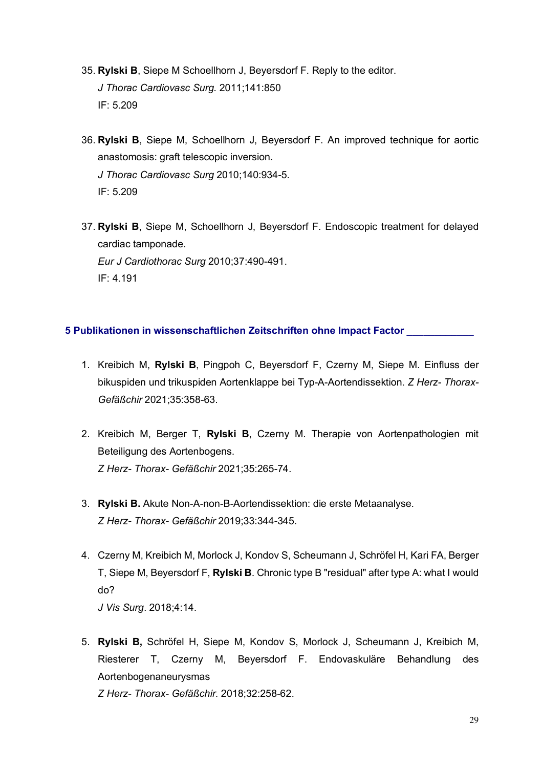35. **Rylski B**, Siepe M Schoellhorn J, Beyersdorf F. Reply to the editor.
    *J Thorac Cardiovasc Surg.* 2011;141:850
    IF: 5.209

36. **Rylski B**, Siepe M, Schoellhorn J, Beyersdorf F. An improved technique for aortic anastomosis: graft telescopic inversion.
    *J Thorac Cardiovasc Surg* 2010;140:934-5.
    IF: 5.209

37. **Rylski B**, Siepe M, Schoellhorn J, Beyersdorf F. Endoscopic treatment for delayed cardiac tamponade.
    *Eur J Cardiothorac Surg* 2010;37:490-491.
    IF: 4.191

## 5 Publikationen in wissenschaftlichen Zeitschriften ohne Impact Factor

1. Kreibich M, **Rylski B**, Pingpoh C, Beyersdorf F, Czerny M, Siepe M. Einfluss der bikuspiden und trikuspiden Aortenklappe bei Typ-A-Aortendissektion. *Z Herz- Thorax- Gefäßchir* 2021;35:358-63.

2. Kreibich M, Berger T, **Rylski B**, Czerny M. Therapie von Aortenpathologien mit Beteiligung des Aortenbogens.
   *Z Herz- Thorax- Gefäßchir* 2021;35:265-74.

3. **Rylski B.** Akute Non-A-non-B-Aortendissektion: die erste Metaanalyse.
   *Z Herz- Thorax- Gefäßchir* 2019;33:344-345.

4. Czerny M, Kreibich M, Morlock J, Kondov S, Scheumann J, Schröfel H, Kari FA, Berger T, Siepe M, Beyersdorf F, **Rylski B**. Chronic type B "residual" after type A: what I would do?
   *J Vis Surg*. 2018;4:14.

5. **Rylski B,** Schröfel H, Siepe M, Kondov S, Morlock J, Scheumann J, Kreibich M, Riesterer T, Czerny M, Beyersdorf F. Endovaskuläre Behandlung des Aortenbogenaneurysmas
   *Z Herz- Thorax- Gefäßchir.* 2018;32:258-62.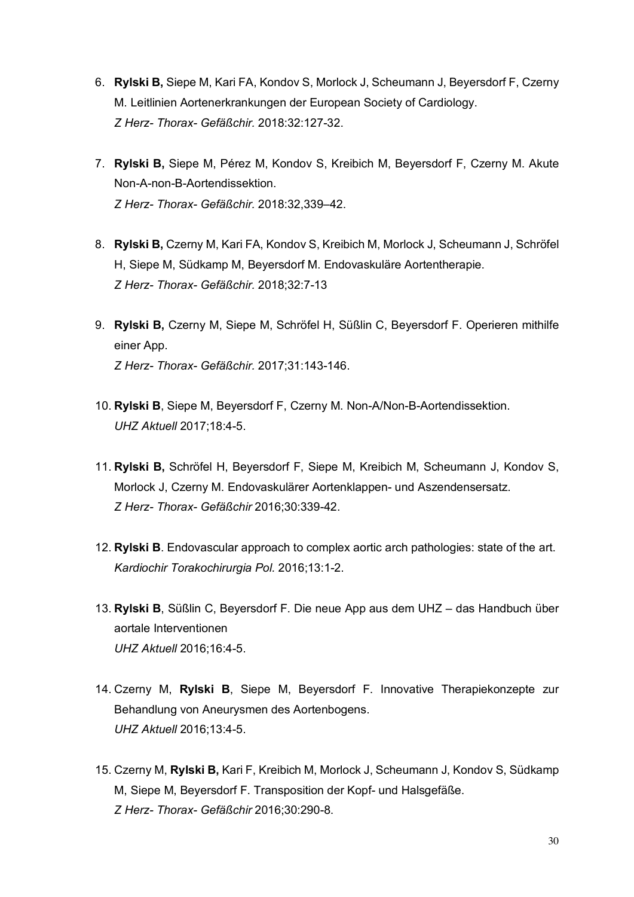6. **Rylski B,** Siepe M, Kari FA, Kondov S, Morlock J, Scheumann J, Beyersdorf F, Czerny M. Leitlinien Aortenerkrankungen der European Society of Cardiology.
   *Z Herz- Thorax- Gefäßchir.* 2018:32:127-32.

7. **Rylski B,** Siepe M, Pérez M, Kondov S, Kreibich M, Beyersdorf F, Czerny M. Akute Non-A-non-B-Aortendissektion.
   *Z Herz- Thorax- Gefäßchir.* 2018:32,339–42.

8. **Rylski B,** Czerny M, Kari FA, Kondov S, Kreibich M, Morlock J, Scheumann J, Schröfel H, Siepe M, Südkamp M, Beyersdorf M. Endovaskuläre Aortentherapie.
   *Z Herz- Thorax- Gefäßchir.* 2018;32:7-13

9. **Rylski B,** Czerny M, Siepe M, Schröfel H, Süßlin C, Beyersdorf F. Operieren mithilfe einer App.
   *Z Herz- Thorax- Gefäßchir.* 2017;31:143-146.

10. **Rylski B**, Siepe M, Beyersdorf F, Czerny M. Non-A/Non-B-Aortendissektion.
    *UHZ Aktuell* 2017;18:4-5.

11. **Rylski B,** Schröfel H, Beyersdorf F, Siepe M, Kreibich M, Scheumann J, Kondov S, Morlock J, Czerny M. Endovaskulärer Aortenklappen- und Aszendensersatz.
    *Z Herz- Thorax- Gefäßchir* 2016;30:339-42.

12. **Rylski B**. Endovascular approach to complex aortic arch pathologies: state of the art.
    *Kardiochir Torakochirurgia Pol.* 2016;13:1-2.

13. **Rylski B**, Süßlin C, Beyersdorf F. Die neue App aus dem UHZ – das Handbuch über aortale Interventionen
    *UHZ Aktuell* 2016;16:4-5.

14. Czerny M, **Rylski B**, Siepe M, Beyersdorf F. Innovative Therapiekonzepte zur Behandlung von Aneurysmen des Aortenbogens.
    *UHZ Aktuell* 2016;13:4-5.

15. Czerny M, **Rylski B,** Kari F, Kreibich M, Morlock J, Scheumann J, Kondov S, Südkamp M, Siepe M, Beyersdorf F. Transposition der Kopf- und Halsgefäße.
    *Z Herz- Thorax- Gefäßchir* 2016;30:290-8.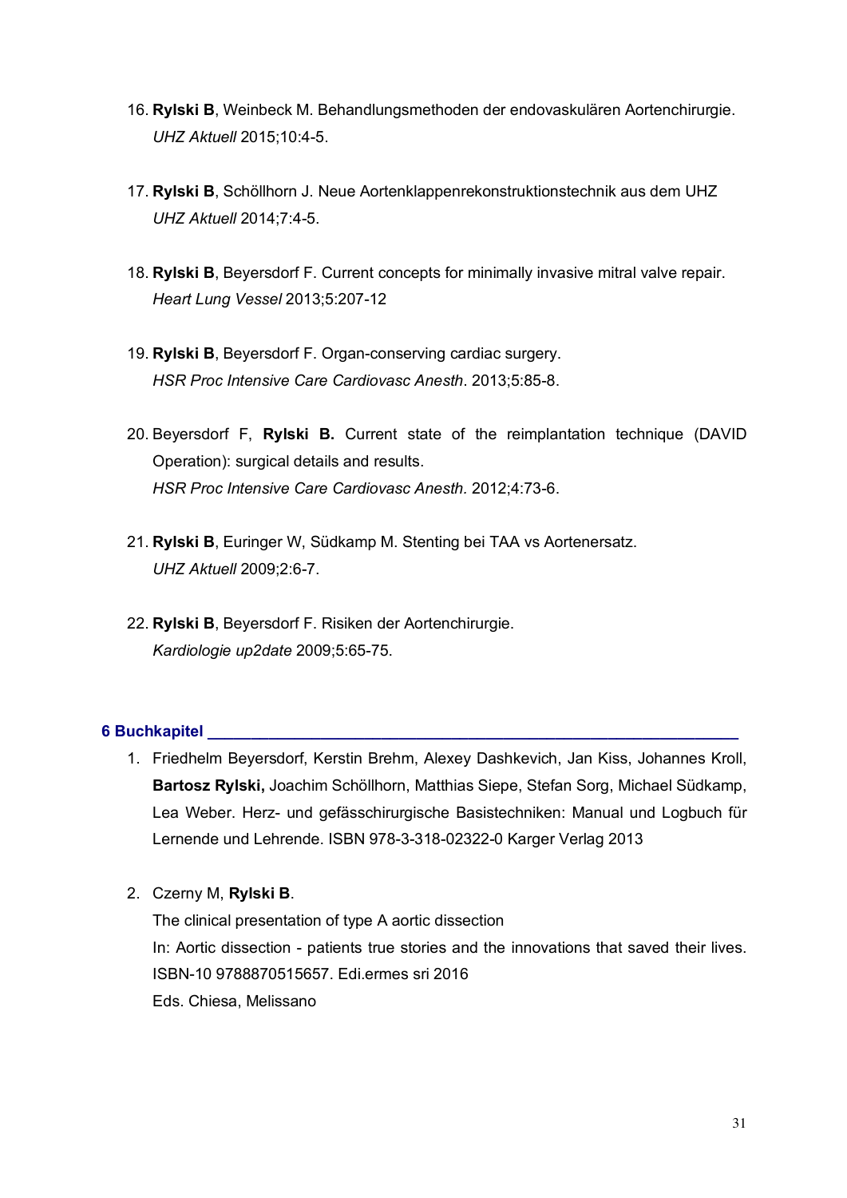16. **Rylski B**, Weinbeck M. Behandlungsmethoden der endovaskulären Aortenchirurgie. *UHZ Aktuell* 2015;10:4-5.

17. **Rylski B**, Schöllhorn J. Neue Aortenklappenrekonstruktionstechnik aus dem UHZ *UHZ Aktuell* 2014;7:4-5.

18. **Rylski B**, Beyersdorf F. Current concepts for minimally invasive mitral valve repair. *Heart Lung Vessel* 2013;5:207-12

19. **Rylski B**, Beyersdorf F. Organ-conserving cardiac surgery. *HSR Proc Intensive Care Cardiovasc Anesth*. 2013;5:85-8.

20. Beyersdorf F, **Rylski B.** Current state of the reimplantation technique (DAVID Operation): surgical details and results. *HSR Proc Intensive Care Cardiovasc Anesth.* 2012;4:73-6.

21. **Rylski B**, Euringer W, Südkamp M. Stenting bei TAA vs Aortenersatz. *UHZ Aktuell* 2009;2:6-7.

22. **Rylski B**, Beyersdorf F. Risiken der Aortenchirurgie. *Kardiologie up2date* 2009;5:65-75.

## 6 Buchkapitel

1. Friedhelm Beyersdorf, Kerstin Brehm, Alexey Dashkevich, Jan Kiss, Johannes Kroll, **Bartosz Rylski,** Joachim Schöllhorn, Matthias Siepe, Stefan Sorg, Michael Südkamp, Lea Weber. Herz- und gefässchirurgische Basistechniken: Manual und Logbuch für Lernende und Lehrende. ISBN 978-3-318-02322-0 Karger Verlag 2013

2. Czerny M, **Rylski B**.
   The clinical presentation of type A aortic dissection
   In: Aortic dissection - patients true stories and the innovations that saved their lives. ISBN-10 9788870515657. Edi.ermes srl 2016
   Eds. Chiesa, Melissano